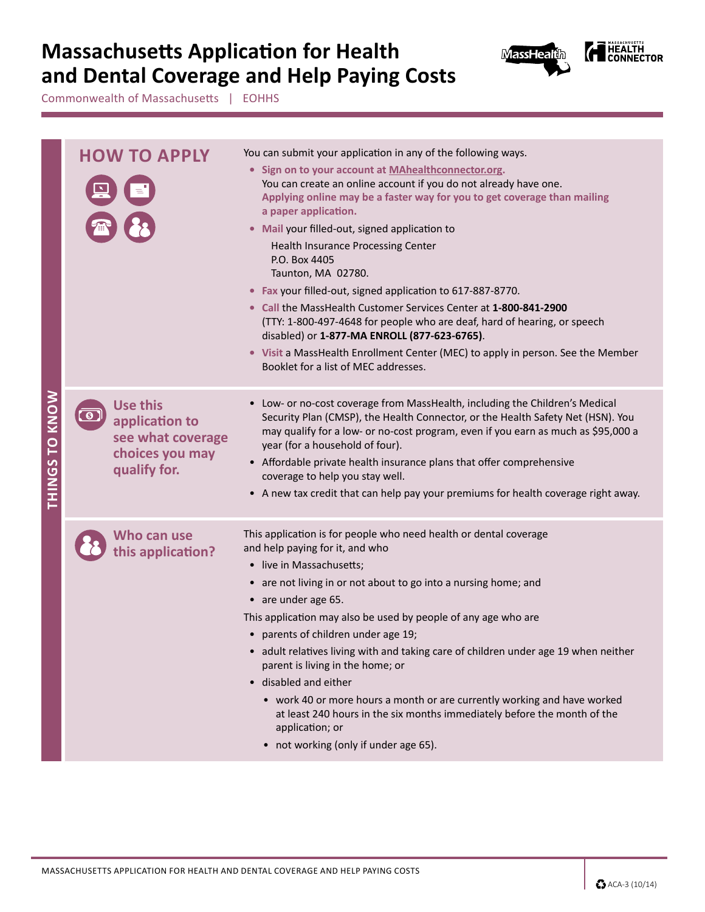# Massachusetts Application for Health and Dental Coverage and Help Paying Costs

Commonwealth of Massachusetts | EOHHS

## THINGS TO KNOW

### HOW TO APPLY

You can submit your application in any of the following ways.

- **Sign on to your account at MAhealthconnector.org.**
  You can create an online account if you do not already have one.
  **Applying online may be a faster way for you to get coverage than mailing a paper application.**
- **Mail** your filled-out, signed application to

  Health Insurance Processing Center
  P.O. Box 4405
  Taunton, MA 02780.
- **Fax** your filled-out, signed application to 617-887-8770.
- **Call** the MassHealth Customer Services Center at **1-800-841-2900** (TTY: 1-800-497-4648 for people who are deaf, hard of hearing, or speech disabled) or **1-877-MA ENROLL (877-623-6765)**.
- **Visit** a MassHealth Enrollment Center (MEC) to apply in person. See the Member Booklet for a list of MEC addresses.

### Use this application to see what coverage choices you may qualify for.

- Low- or no-cost coverage from MassHealth, including the Children's Medical Security Plan (CMSP), the Health Connector, or the Health Safety Net (HSN). You may qualify for a low- or no-cost program, even if you earn as much as $95,000 a year (for a household of four).
- Affordable private health insurance plans that offer comprehensive coverage to help you stay well.
- A new tax credit that can help pay your premiums for health coverage right away.

### Who can use this application?

This application is for people who need health or dental coverage and help paying for it, and who

- live in Massachusetts;
- are not living in or not about to go into a nursing home; and
- are under age 65.

This application may also be used by people of any age who are

- parents of children under age 19;
- adult relatives living with and taking care of children under age 19 when neither parent is living in the home; or
- disabled and either
  - work 40 or more hours a month or are currently working and have worked at least 240 hours in the six months immediately before the month of the application; or
  - not working (only if under age 65).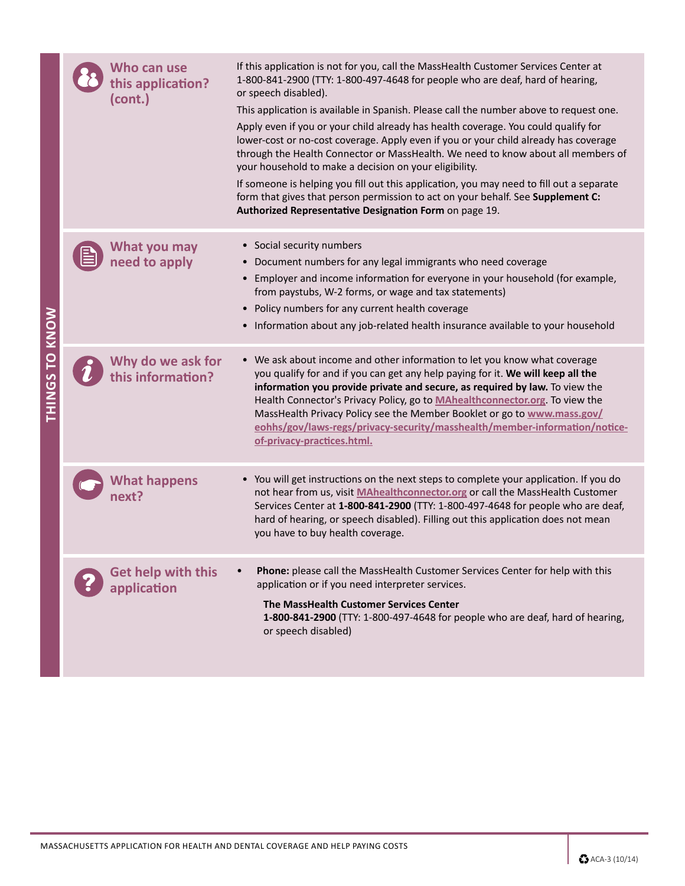## THINGS TO KNOW

### Who can use this application? (cont.)

If this application is not for you, call the MassHealth Customer Services Center at 1-800-841-2900 (TTY: 1-800-497-4648 for people who are deaf, hard of hearing, or speech disabled).

This application is available in Spanish. Please call the number above to request one.

Apply even if you or your child already has health coverage. You could qualify for lower-cost or no-cost coverage. Apply even if you or your child already has coverage through the Health Connector or MassHealth. We need to know about all members of your household to make a decision on your eligibility.

If someone is helping you fill out this application, you may need to fill out a separate form that gives that person permission to act on your behalf. See **Supplement C: Authorized Representative Designation Form** on page 19.

### What you may need to apply

- Social security numbers
- Document numbers for any legal immigrants who need coverage
- Employer and income information for everyone in your household (for example, from paystubs, W-2 forms, or wage and tax statements)
- Policy numbers for any current health coverage
- Information about any job-related health insurance available to your household

### Why do we ask for this information?

- We ask about income and other information to let you know what coverage you qualify for and if you can get any help paying for it. **We will keep all the information you provide private and secure, as required by law.** To view the Health Connector's Privacy Policy, go to **MAhealthconnector.org**. To view the MassHealth Privacy Policy see the Member Booklet or go to **www.mass.gov/eohhs/gov/laws-regs/privacy-security/masshealth/member-information/notice-of-privacy-practices.html.**

### What happens next?

- You will get instructions on the next steps to complete your application. If you do not hear from us, visit **MAhealthconnector.org** or call the MassHealth Customer Services Center at **1-800-841-2900** (TTY: 1-800-497-4648 for people who are deaf, hard of hearing, or speech disabled). Filling out this application does not mean you have to buy health coverage.

### Get help with this application

- **Phone:** please call the MassHealth Customer Services Center for help with this application or if you need interpreter services.

  **The MassHealth Customer Services Center**
  **1-800-841-2900** (TTY: 1-800-497-4648 for people who are deaf, hard of hearing, or speech disabled)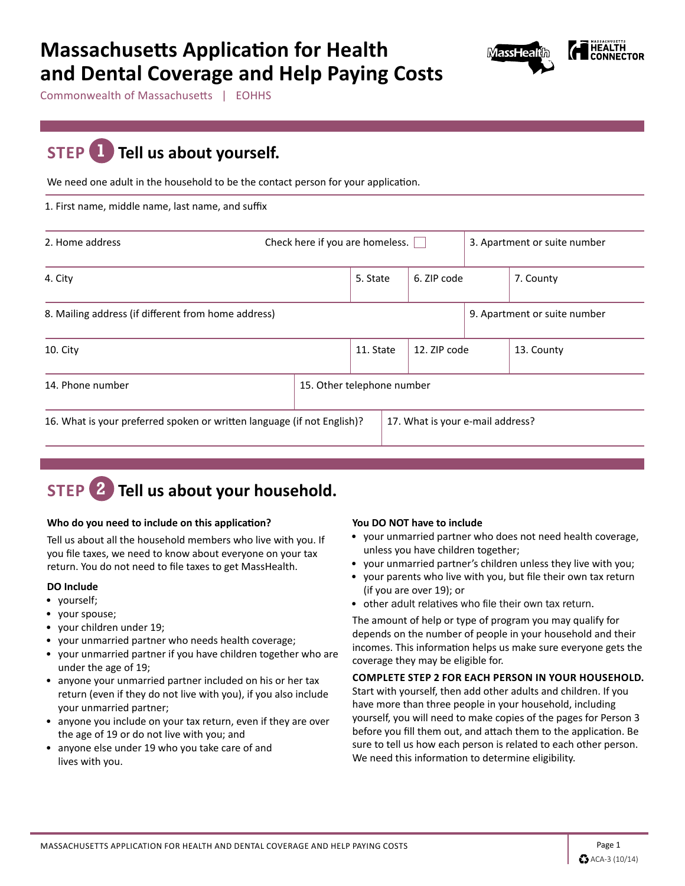# Massachusetts Application for Health and Dental Coverage and Help Paying Costs

Commonwealth of Massachusetts | EOHHS

## STEP 1 Tell us about yourself.

We need one adult in the household to be the contact person for your application.

| 1. First name, middle name, last name, and suffix | | | | |
|---|---|---|---|---|
| 2. Home address | Check here if you are homeless. ☐ | | | 3. Apartment or suite number |
| 4. City | | 5. State | 6. ZIP code | 7. County |
| 8. Mailing address (if different from home address) | | | | 9. Apartment or suite number |
| 10. City | | 11. State | 12. ZIP code | 13. County |
| 14. Phone number | 15. Other telephone number | | | |
| 16. What is your preferred spoken or written language (if not English)? | | 17. What is your e-mail address? | | |

## STEP 2 Tell us about your household.

**Who do you need to include on this application?**

Tell us about all the household members who live with you. If you file taxes, we need to know about everyone on your tax return. You do not need to file taxes to get MassHealth.

**DO Include**

- yourself;
- your spouse;
- your children under 19;
- your unmarried partner who needs health coverage;
- your unmarried partner if you have children together who are under the age of 19;
- anyone your unmarried partner included on his or her tax return (even if they do not live with you), if you also include your unmarried partner;
- anyone you include on your tax return, even if they are over the age of 19 or do not live with you; and
- anyone else under 19 who you take care of and lives with you.

**You DO NOT have to include**

- your unmarried partner who does not need health coverage, unless you have children together;
- your unmarried partner's children unless they live with you;
- your parents who live with you, but file their own tax return (if you are over 19); or
- other adult relatives who file their own tax return.

The amount of help or type of program you may qualify for depends on the number of people in your household and their incomes. This information helps us make sure everyone gets the coverage they may be eligible for.

**COMPLETE STEP 2 FOR EACH PERSON IN YOUR HOUSEHOLD.** Start with yourself, then add other adults and children. If you have more than three people in your household, including yourself, you will need to make copies of the pages for Person 3 before you fill them out, and attach them to the application. Be sure to tell us how each person is related to each other person. We need this information to determine eligibility.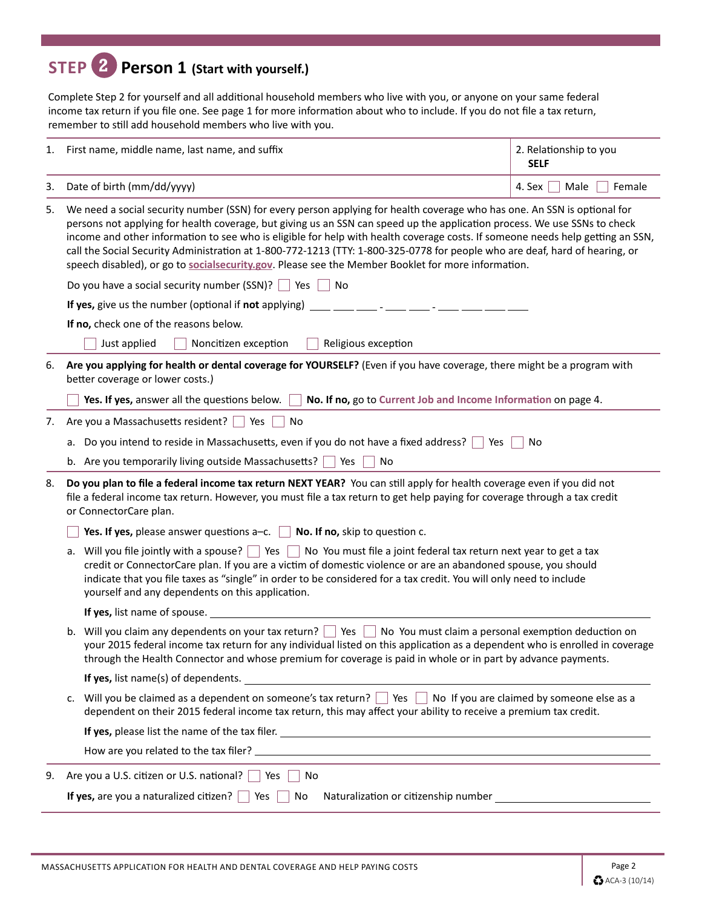# STEP 2 Person 1 (Start with yourself.)

Complete Step 2 for yourself and all additional household members who live with you, or anyone on your same federal income tax return if you file one. See page 1 for more information about who to include. If you do not file a tax return, remember to still add household members who live with you.

| 1. First name, middle name, last name, and suffix | 2. Relationship to you **SELF** |
|---|---|
| 3. Date of birth (mm/dd/yyyy) | 4. Sex ☐ Male ☐ Female |

5. We need a social security number (SSN) for every person applying for health coverage who has one. An SSN is optional for persons not applying for health coverage, but giving us an SSN can speed up the application process. We use SSNs to check income and other information to see who is eligible for help with health coverage costs. If someone needs help getting an SSN, call the Social Security Administration at 1-800-772-1213 (TTY: 1-800-325-0778 for people who are deaf, hard of hearing, or speech disabled), or go to **socialsecurity.gov**. Please see the Member Booklet for more information.

   Do you have a social security number (SSN)? ☐ Yes ☐ No

   **If yes,** give us the number (optional if **not** applying) ___ ___ ___ - ___ ___ - ___ ___ ___ ___

   **If no,** check one of the reasons below.

   ☐ Just applied ☐ Noncitizen exception ☐ Religious exception

6. **Are you applying for health or dental coverage for YOURSELF?** (Even if you have coverage, there might be a program with better coverage or lower costs.)

   ☐ **Yes. If yes,** answer all the questions below. ☐ **No. If no,** go to **Current Job and Income Information** on page 4.

7. Are you a Massachusetts resident? ☐ Yes ☐ No

   a. Do you intend to reside in Massachusetts, even if you do not have a fixed address? ☐ Yes ☐ No

   b. Are you temporarily living outside Massachusetts? ☐ Yes ☐ No

8. **Do you plan to file a federal income tax return NEXT YEAR?** You can still apply for health coverage even if you did not file a federal income tax return. However, you must file a tax return to get help paying for coverage through a tax credit or ConnectorCare plan.

   ☐ **Yes. If yes,** please answer questions a–c. ☐ **No. If no,** skip to question c.

   a. Will you file jointly with a spouse? ☐ Yes ☐ No You must file a joint federal tax return next year to get a tax credit or ConnectorCare plan. If you are a victim of domestic violence or are an abandoned spouse, you should indicate that you file taxes as "single" in order to be considered for a tax credit. You will only need to include yourself and any dependents on this application.

      **If yes,** list name of spouse. ______________________________

   b. Will you claim any dependents on your tax return? ☐ Yes ☐ No You must claim a personal exemption deduction on your 2015 federal income tax return for any individual listed on this application as a dependent who is enrolled in coverage through the Health Connector and whose premium for coverage is paid in whole or in part by advance payments.

      **If yes,** list name(s) of dependents. ______________________________

   c. Will you be claimed as a dependent on someone's tax return? ☐ Yes ☐ No If you are claimed by someone else as a dependent on their 2015 federal income tax return, this may affect your ability to receive a premium tax credit.

      **If yes,** please list the name of the tax filer. ______________________________

      How are you related to the tax filer? ______________________________

9. Are you a U.S. citizen or U.S. national? ☐ Yes ☐ No

   **If yes,** are you a naturalized citizen? ☐ Yes ☐ No Naturalization or citizenship number ______________________________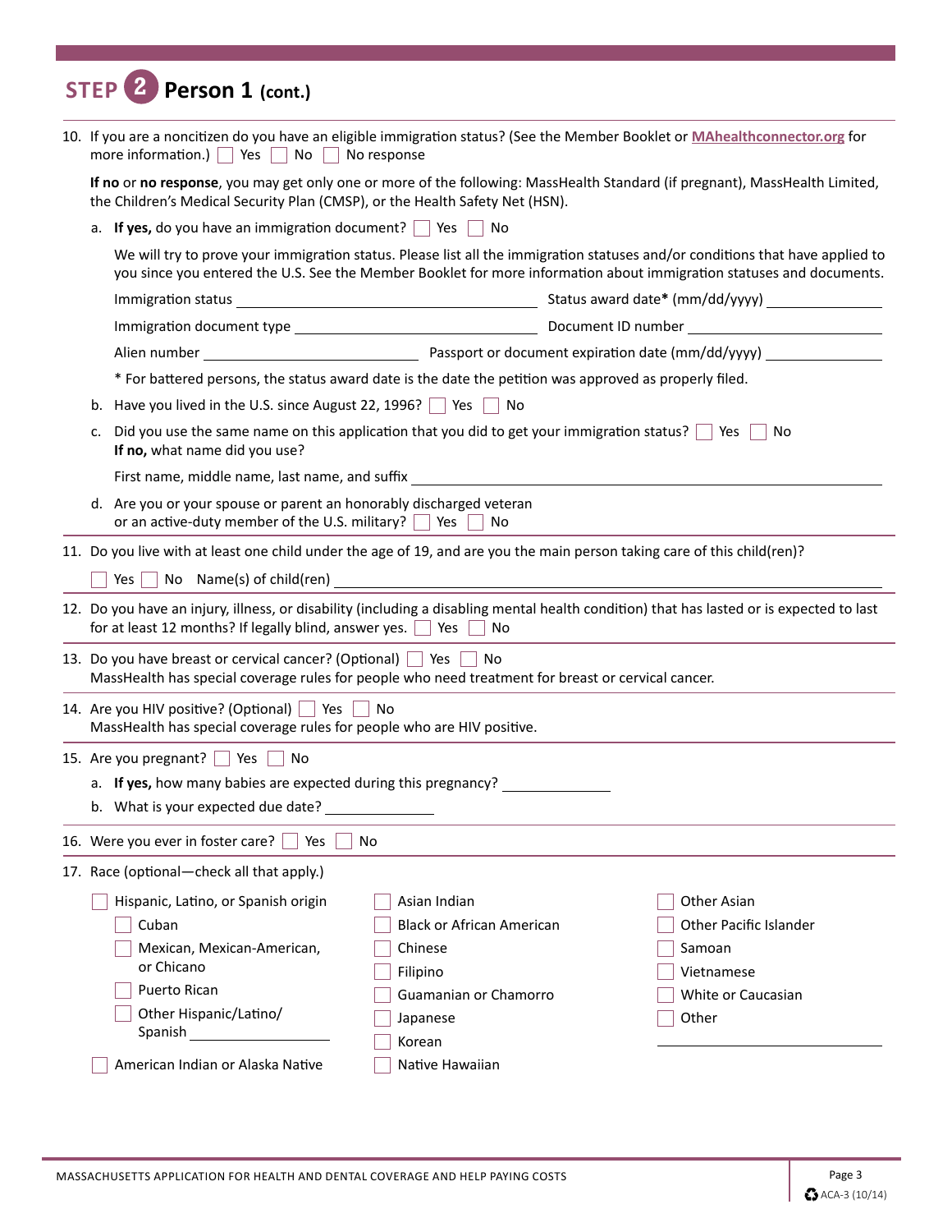## STEP 2 Person 1 (cont.)

10. If you are a noncitizen do you have an eligible immigration status? (See the Member Booklet or **MAhealthconnector.org** for more information.) ☐ Yes ☐ No ☐ No response

    **If no** or **no response**, you may get only one or more of the following: MassHealth Standard (if pregnant), MassHealth Limited, the Children's Medical Security Plan (CMSP), or the Health Safety Net (HSN).

    a. **If yes,** do you have an immigration document? ☐ Yes ☐ No

       We will try to prove your immigration status. Please list all the immigration statuses and/or conditions that have applied to you since you entered the U.S. See the Member Booklet for more information about immigration statuses and documents.

       Immigration status ______________________ Status award date* (mm/dd/yyyy) ______________

       Immigration document type ______________________ Document ID number ______________

       Alien number ______________ Passport or document expiration date (mm/dd/yyyy) ______________

       * For battered persons, the status award date is the date the petition was approved as properly filed.

    b. Have you lived in the U.S. since August 22, 1996? ☐ Yes ☐ No

    c. Did you use the same name on this application that you did to get your immigration status? ☐ Yes ☐ No
       **If no,** what name did you use?

       First name, middle name, last name, and suffix ______________________________

    d. Are you or your spouse or parent an honorably discharged veteran or an active-duty member of the U.S. military? ☐ Yes ☐ No

11. Do you live with at least one child under the age of 19, and are you the main person taking care of this child(ren)?

    ☐ Yes ☐ No Name(s) of child(ren) ______________________________

12. Do you have an injury, illness, or disability (including a disabling mental health condition) that has lasted or is expected to last for at least 12 months? If legally blind, answer yes. ☐ Yes ☐ No

13. Do you have breast or cervical cancer? (Optional) ☐ Yes ☐ No
    MassHealth has special coverage rules for people who need treatment for breast or cervical cancer.

14. Are you HIV positive? (Optional) ☐ Yes ☐ No
    MassHealth has special coverage rules for people who are HIV positive.

15. Are you pregnant? ☐ Yes ☐ No

    a. **If yes,** how many babies are expected during this pregnancy? ______________

    b. What is your expected due date? ______________

16. Were you ever in foster care? ☐ Yes ☐ No

17. Race (optional—check all that apply.)

    ☐ Hispanic, Latino, or Spanish origin
      ☐ Cuban
      ☐ Mexican, Mexican-American, or Chicano
      ☐ Puerto Rican
      ☐ Other Hispanic/Latino/Spanish ______________

    ☐ American Indian or Alaska Native

    ☐ Asian Indian

    ☐ Black or African American

    ☐ Chinese

    ☐ Filipino

    ☐ Guamanian or Chamorro

    ☐ Japanese

    ☐ Korean

    ☐ Native Hawaiian

    ☐ Other Asian

    ☐ Other Pacific Islander

    ☐ Samoan

    ☐ Vietnamese

    ☐ White or Caucasian

    ☐ Other ______________

MASSACHUSETTS APPLICATION FOR HEALTH AND DENTAL COVERAGE AND HELP PAYING COSTS

ACA-3 (10/14)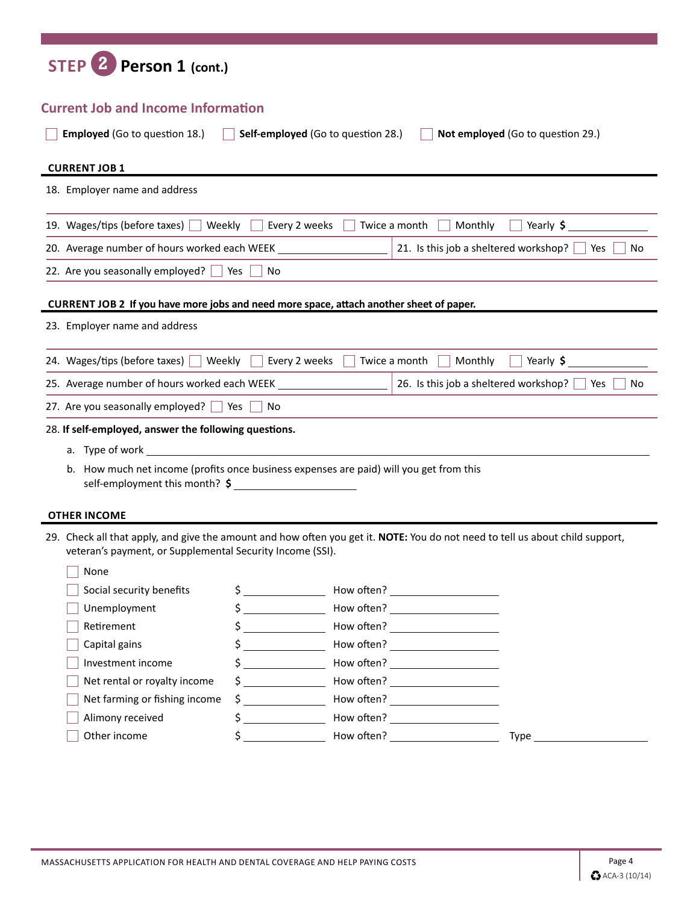# STEP 2 Person 1 (cont.)

## Current Job and Income Information

☐ **Employed** (Go to question 18.) ☐ **Self-employed** (Go to question 28.) ☐ **Not employed** (Go to question 29.)

### CURRENT JOB 1

18. Employer name and address

19. Wages/tips (before taxes) ☐ Weekly ☐ Every 2 weeks ☐ Twice a month ☐ Monthly ☐ Yearly $ ____________

20. Average number of hours worked each WEEK ____________

21. Is this job a sheltered workshop? ☐ Yes ☐ No

22. Are you seasonally employed? ☐ Yes ☐ No

### CURRENT JOB 2 If you have more jobs and need more space, attach another sheet of paper.

23. Employer name and address

24. Wages/tips (before taxes) ☐ Weekly ☐ Every 2 weeks ☐ Twice a month ☐ Monthly ☐ Yearly $ ____________

25. Average number of hours worked each WEEK ____________

26. Is this job a sheltered workshop? ☐ Yes ☐ No

27. Are you seasonally employed? ☐ Yes ☐ No

28. **If self-employed, answer the following questions.**
    a. Type of work ____________
    b. How much net income (profits once business expenses are paid) will you get from this self-employment this month? **$** ____________

### OTHER INCOME

29. Check all that apply, and give the amount and how often you get it. **NOTE:** You do not need to tell us about child support, veteran's payment, or Supplemental Security Income (SSI).

☐ None

| | Amount | How often? | |
|---|---|---|---|
| ☐ Social security benefits | $ ____________ | How often? ____________ | |
| ☐ Unemployment | $ ____________ | How often? ____________ | |
| ☐ Retirement | $ ____________ | How often? ____________ | |
| ☐ Capital gains | $ ____________ | How often? ____________ | |
| ☐ Investment income | $ ____________ | How often? ____________ | |
| ☐ Net rental or royalty income | $ ____________ | How often? ____________ | |
| ☐ Net farming or fishing income | $ ____________ | How often? ____________ | |
| ☐ Alimony received | $ ____________ | How often? ____________ | |
| ☐ Other income | $ ____________ | How often? ____________ | Type ____________ |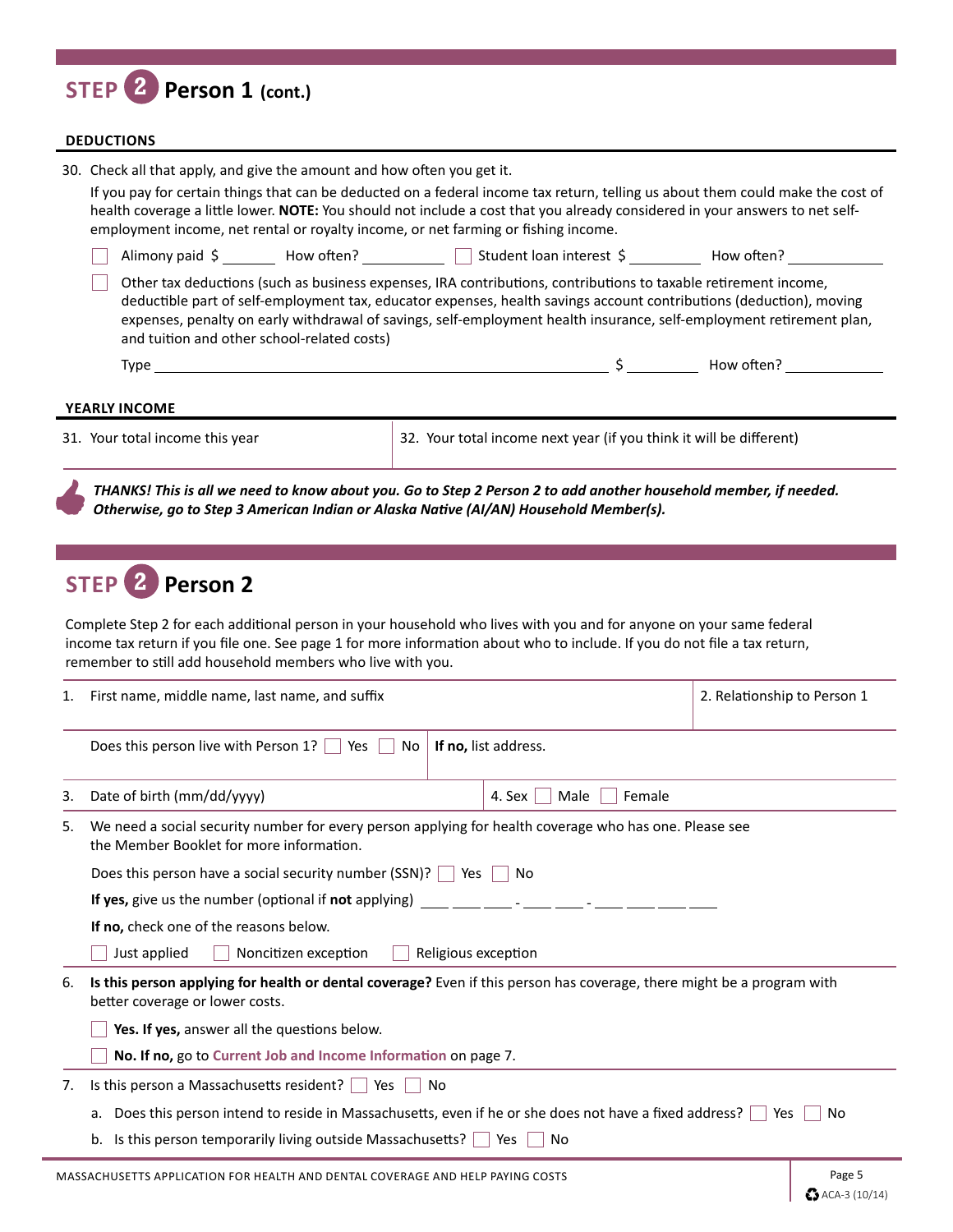## STEP 2 Person 1 (cont.)

### DEDUCTIONS

30. Check all that apply, and give the amount and how often you get it.

If you pay for certain things that can be deducted on a federal income tax return, telling us about them could make the cost of health coverage a little lower. **NOTE:** You should not include a cost that you already considered in your answers to net self-employment income, net rental or royalty income, or net farming or fishing income.

☐ Alimony paid $ ________ How often? ____________ ☐ Student loan interest $ __________ How often? ____________

☐ Other tax deductions (such as business expenses, IRA contributions, contributions to taxable retirement income, deductible part of self-employment tax, educator expenses, health savings account contributions (deduction), moving expenses, penalty on early withdrawal of savings, self-employment health insurance, self-employment retirement plan, and tuition and other school-related costs)

Type ________________________________________ $ __________ How often? ____________

### YEARLY INCOME

| 31. Your total income this year | 32. Your total income next year (if you think it will be different) |
|---|---|
| | |

***THANKS! This is all we need to know about you. Go to Step 2 Person 2 to add another household member, if needed. Otherwise, go to Step 3 American Indian or Alaska Native (AI/AN) Household Member(s).***

## STEP 2 Person 2

Complete Step 2 for each additional person in your household who lives with you and for anyone on your same federal income tax return if you file one. See page 1 for more information about who to include. If you do not file a tax return, remember to still add household members who live with you.

1. First name, middle name, last name, and suffix

2. Relationship to Person 1

Does this person live with Person 1? ☐ Yes ☐ No **If no,** list address.

3. Date of birth (mm/dd/yyyy)

4. Sex ☐ Male ☐ Female

5. We need a social security number for every person applying for health coverage who has one. Please see the Member Booklet for more information.

   Does this person have a social security number (SSN)? ☐ Yes ☐ No

   **If yes,** give us the number (optional if **not** applying) ___ ___ ___ - ___ ___ - ___ ___ ___ ___

   **If no,** check one of the reasons below.

   ☐ Just applied ☐ Noncitizen exception ☐ Religious exception

6. **Is this person applying for health or dental coverage?** Even if this person has coverage, there might be a program with better coverage or lower costs.

   ☐ **Yes. If yes,** answer all the questions below.

   ☐ **No. If no,** go to **Current Job and Income Information** on page 7.

7. Is this person a Massachusetts resident? ☐ Yes ☐ No

   a. Does this person intend to reside in Massachusetts, even if he or she does not have a fixed address? ☐ Yes ☐ No

   b. Is this person temporarily living outside Massachusetts? ☐ Yes ☐ No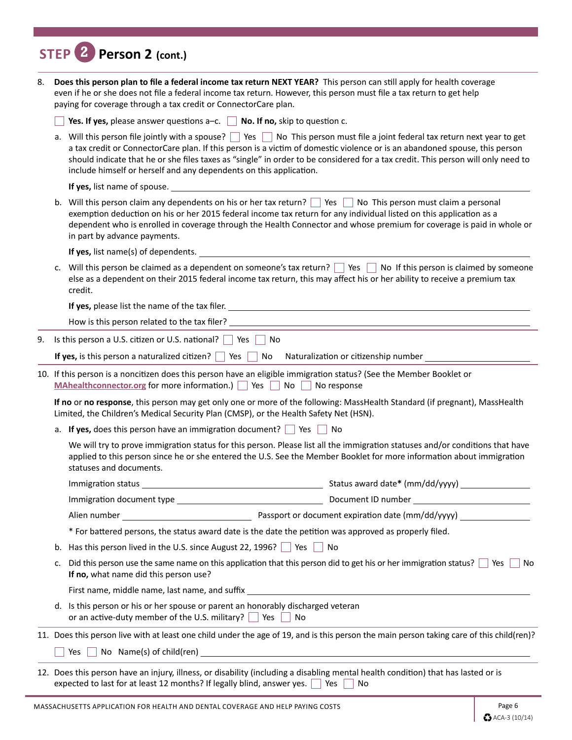## STEP 2 Person 2 (cont.)

8. **Does this person plan to file a federal income tax return NEXT YEAR?** This person can still apply for health coverage even if he or she does not file a federal income tax return. However, this person must file a tax return to get help paying for coverage through a tax credit or ConnectorCare plan.

   ☐ **Yes. If yes,** please answer questions a–c. ☐ **No. If no,** skip to question c.

   a. Will this person file jointly with a spouse? ☐ Yes ☐ No This person must file a joint federal tax return next year to get a tax credit or ConnectorCare plan. If this person is a victim of domestic violence or is an abandoned spouse, this person should indicate that he or she files taxes as "single" in order to be considered for a tax credit. This person will only need to include himself or herself and any dependents on this application.

      **If yes,** list name of spouse. ______________________________

   b. Will this person claim any dependents on his or her tax return? ☐ Yes ☐ No This person must claim a personal exemption deduction on his or her 2015 federal income tax return for any individual listed on this application as a dependent who is enrolled in coverage through the Health Connector and whose premium for coverage is paid in whole or in part by advance payments.

      **If yes,** list name(s) of dependents. ______________________________

   c. Will this person be claimed as a dependent on someone's tax return? ☐ Yes ☐ No If this person is claimed by someone else as a dependent on their 2015 federal income tax return, this may affect his or her ability to receive a premium tax credit.

      **If yes,** please list the name of the tax filer. ______________________________

      How is this person related to the tax filer? ______________________________

9. Is this person a U.S. citizen or U.S. national? ☐ Yes ☐ No

   **If yes,** is this person a naturalized citizen? ☐ Yes ☐ No Naturalization or citizenship number ______________

10. If this person is a noncitizen does this person have an eligible immigration status? (See the Member Booklet or MAhealthconnector.org for more information.) ☐ Yes ☐ No ☐ No response

    **If no** or **no response**, this person may get only one or more of the following: MassHealth Standard (if pregnant), MassHealth Limited, the Children's Medical Security Plan (CMSP), or the Health Safety Net (HSN).

    a. **If yes,** does this person have an immigration document? ☐ Yes ☐ No

       We will try to prove immigration status for this person. Please list all the immigration statuses and/or conditions that have applied to this person since he or she entered the U.S. See the Member Booklet for more information about immigration statuses and documents.

       Immigration status ______________ Status award date* (mm/dd/yyyy) ______________

       Immigration document type ______________ Document ID number ______________

       Alien number ______________ Passport or document expiration date (mm/dd/yyyy) ______________

       * For battered persons, the status award date is the date the petition was approved as properly filed.

    b. Has this person lived in the U.S. since August 22, 1996? ☐ Yes ☐ No

    c. Did this person use the same name on this application that this person did to get his or her immigration status? ☐ Yes ☐ No **If no,** what name did this person use?

       First name, middle name, last name, and suffix ______________________________

    d. Is this person or his or her spouse or parent an honorably discharged veteran or an active-duty member of the U.S. military? ☐ Yes ☐ No

11. Does this person live with at least one child under the age of 19, and is this person the main person taking care of this child(ren)?

    ☐ Yes ☐ No Name(s) of child(ren) ______________________________

12. Does this person have an injury, illness, or disability (including a disabling mental health condition) that has lasted or is expected to last for at least 12 months? If legally blind, answer yes. ☐ Yes ☐ No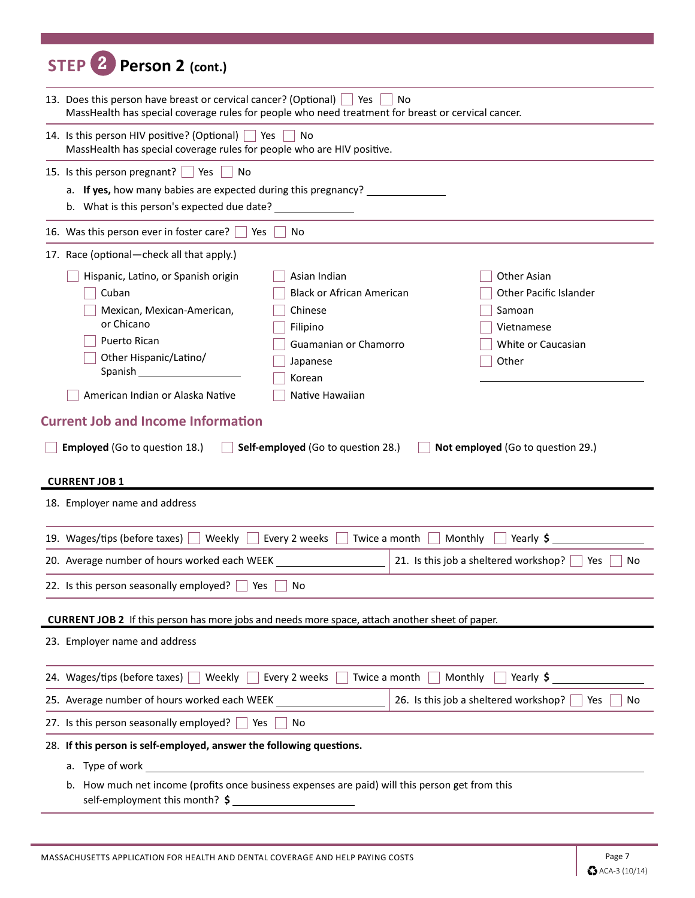## STEP 2 Person 2 (cont.)

13. Does this person have breast or cervical cancer? (Optional) ☐ Yes ☐ No
MassHealth has special coverage rules for people who need treatment for breast or cervical cancer.

14. Is this person HIV positive? (Optional) ☐ Yes ☐ No
MassHealth has special coverage rules for people who are HIV positive.

15. Is this person pregnant? ☐ Yes ☐ No
   a. **If yes,** how many babies are expected during this pregnancy? ______________
   b. What is this person's expected due date? ______________

16. Was this person ever in foster care? ☐ Yes ☐ No

17. Race (optional—check all that apply.)

- ☐ Hispanic, Latino, or Spanish origin
  - ☐ Cuban
  - ☐ Mexican, Mexican-American, or Chicano
  - ☐ Puerto Rican
  - ☐ Other Hispanic/Latino/Spanish ______________
- ☐ American Indian or Alaska Native
- ☐ Asian Indian
- ☐ Black or African American
- ☐ Chinese
- ☐ Filipino
- ☐ Guamanian or Chamorro
- ☐ Japanese
- ☐ Korean
- ☐ Native Hawaiian
- ☐ Other Asian
- ☐ Other Pacific Islander
- ☐ Samoan
- ☐ Vietnamese
- ☐ White or Caucasian
- ☐ Other ______________

## Current Job and Income Information

☐ **Employed** (Go to question 18.) ☐ **Self-employed** (Go to question 28.) ☐ **Not employed** (Go to question 29.)

**CURRENT JOB 1**

18. Employer name and address

19. Wages/tips (before taxes) ☐ Weekly ☐ Every 2 weeks ☐ Twice a month ☐ Monthly ☐ Yearly **$** ______________

20. Average number of hours worked each WEEK ______________

21. Is this job a sheltered workshop? ☐ Yes ☐ No

22. Is this person seasonally employed? ☐ Yes ☐ No

**CURRENT JOB 2** If this person has more jobs and needs more space, attach another sheet of paper.

23. Employer name and address

24. Wages/tips (before taxes) ☐ Weekly ☐ Every 2 weeks ☐ Twice a month ☐ Monthly ☐ Yearly **$** ______________

25. Average number of hours worked each WEEK ______________

26. Is this job a sheltered workshop? ☐ Yes ☐ No

27. Is this person seasonally employed? ☐ Yes ☐ No

28. **If this person is self-employed, answer the following questions.**
   a. Type of work ______________
   b. How much net income (profits once business expenses are paid) will this person get from this self-employment this month? **$** ______________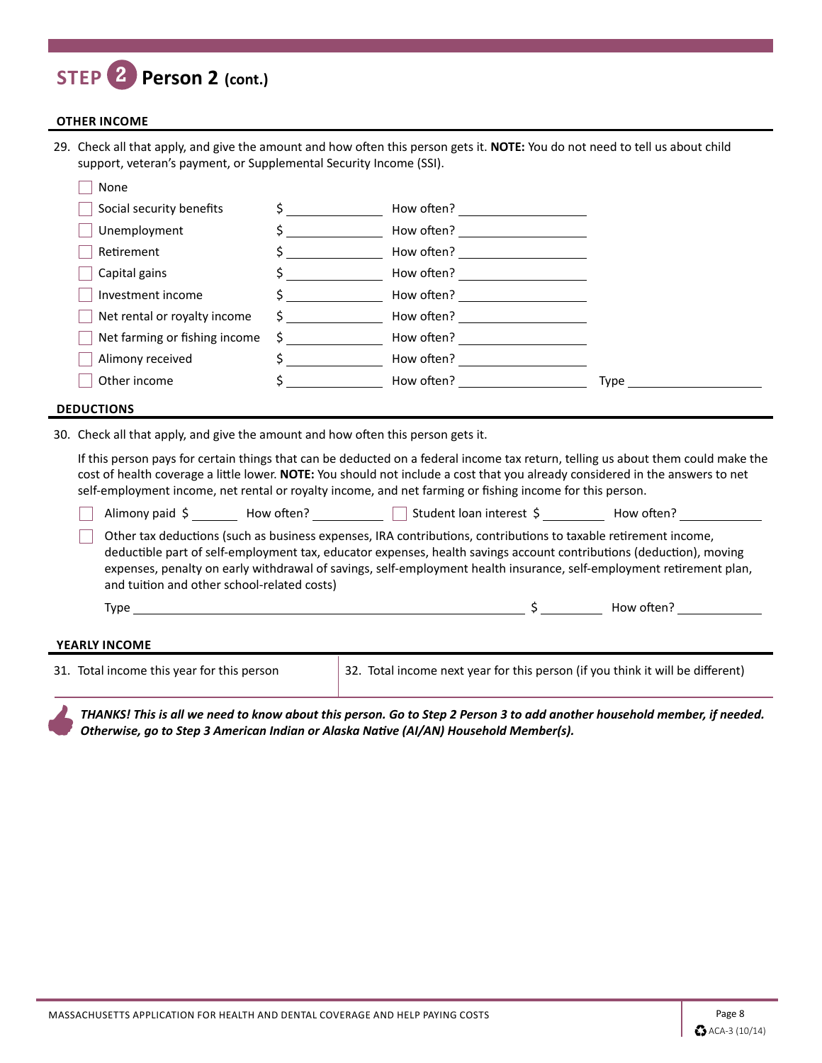## STEP 2 Person 2 (cont.)

### OTHER INCOME

29. Check all that apply, and give the amount and how often this person gets it. **NOTE:** You do not need to tell us about child support, veteran's payment, or Supplemental Security Income (SSI).

- ☐ None
- ☐ Social security benefits $ __________ How often? __________
- ☐ Unemployment $ __________ How often? __________
- ☐ Retirement $ __________ How often? __________
- ☐ Capital gains $ __________ How often? __________
- ☐ Investment income $ __________ How often? __________
- ☐ Net rental or royalty income $ __________ How often? __________
- ☐ Net farming or fishing income $ __________ How often? __________
- ☐ Alimony received $ __________ How often? __________
- ☐ Other income $ __________ How often? __________ Type __________

### DEDUCTIONS

30. Check all that apply, and give the amount and how often this person gets it.

If this person pays for certain things that can be deducted on a federal income tax return, telling us about them could make the cost of health coverage a little lower. **NOTE:** You should not include a cost that you already considered in the answers to net self-employment income, net rental or royalty income, and net farming or fishing income for this person.

- ☐ Alimony paid $ ______ How often? ______ ☐ Student loan interest $ ______ How often? ______
- ☐ Other tax deductions (such as business expenses, IRA contributions, contributions to taxable retirement income, deductible part of self-employment tax, educator expenses, health savings account contributions (deduction), moving expenses, penalty on early withdrawal of savings, self-employment health insurance, self-employment retirement plan, and tuition and other school-related costs)

  Type __________________________ $ ______ How often? ______

### YEARLY INCOME

| 31. Total income this year for this person | 32. Total income next year for this person (if you think it will be different) |
|---|---|
| | |

***THANKS! This is all we need to know about this person. Go to Step 2 Person 3 to add another household member, if needed. Otherwise, go to Step 3 American Indian or Alaska Native (AI/AN) Household Member(s).***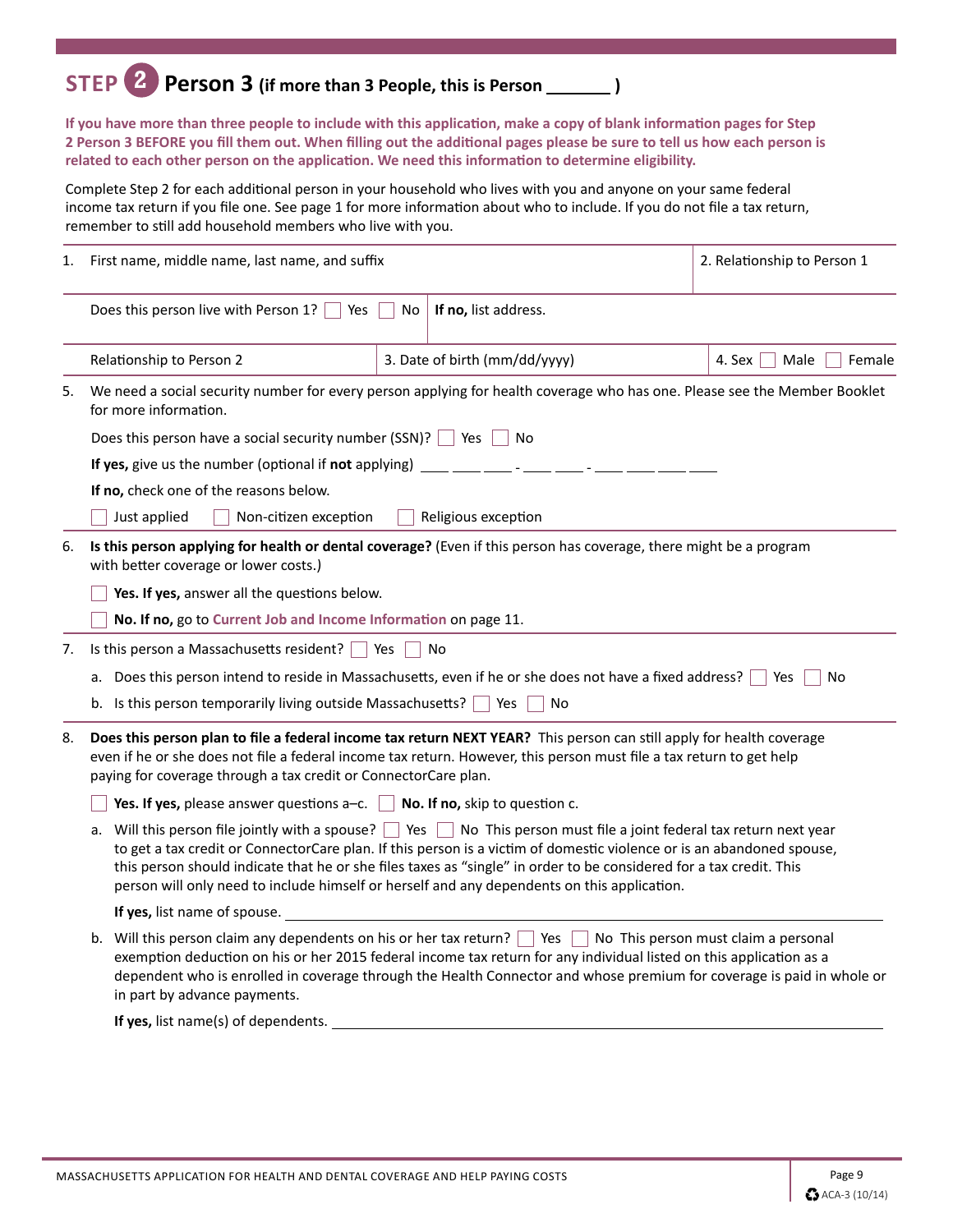# STEP 2 Person 3 (if more than 3 People, this is Person _______ )

**If you have more than three people to include with this application, make a copy of blank information pages for Step 2 Person 3 BEFORE you fill them out. When filling out the additional pages please be sure to tell us how each person is related to each other person on the application. We need this information to determine eligibility.**

Complete Step 2 for each additional person in your household who lives with you and anyone on your same federal income tax return if you file one. See page 1 for more information about who to include. If you do not file a tax return, remember to still add household members who lives with you.

1. First name, middle name, last name, and suffix
2. Relationship to Person 1

Does this person live with Person 1? ☐ Yes ☐ No **If no,** list address.

Relationship to Person 2

3. Date of birth (mm/dd/yyyy)
4. Sex ☐ Male ☐ Female

5. We need a social security number for every person applying for health coverage who has one. Please see the Member Booklet for more information.

   Does this person have a social security number (SSN)? ☐ Yes ☐ No

   **If yes,** give us the number (optional if **not** applying) ___ ___ ___ - ___ ___ - ___ ___ ___ ___

   **If no,** check one of the reasons below.

   ☐ Just applied ☐ Non-citizen exception ☐ Religious exception

6. **Is this person applying for health or dental coverage?** (Even if this person has coverage, there might be a program with better coverage or lower costs.)

   ☐ **Yes. If yes,** answer all the questions below.

   ☐ **No. If no,** go to **Current Job and Income Information** on page 11.

7. Is this person a Massachusetts resident? ☐ Yes ☐ No

   a. Does this person intend to reside in Massachusetts, even if he or she does not have a fixed address? ☐ Yes ☐ No

   b. Is this person temporarily living outside Massachusetts? ☐ Yes ☐ No

8. **Does this person plan to file a federal income tax return NEXT YEAR?** This person can still apply for health coverage even if he or she does not file a federal income tax return. However, this person must file a tax return to get help paying for coverage through a tax credit or ConnectorCare plan.

   ☐ **Yes. If yes,** please answer questions a–c. ☐ **No. If no,** skip to question c.

   a. Will this person file jointly with a spouse? ☐ Yes ☐ No This person must file a joint federal tax return next year to get a tax credit or ConnectorCare plan. If this person is a victim of domestic violence or is an abandoned spouse, this person should indicate that he or she files taxes as "single" in order to be considered for a tax credit. This person will only need to include himself or herself and any dependents on this application.

      **If yes,** list name of spouse. ______________________________

   b. Will this person claim any dependents on his or her tax return? ☐ Yes ☐ No This person must claim a personal exemption deduction on his or her 2015 federal income tax return for any individual listed on this application as a dependent who is enrolled in coverage through the Health Connector and whose premium for coverage is paid in whole or in part by advance payments.

      **If yes,** list name(s) of dependents. ______________________________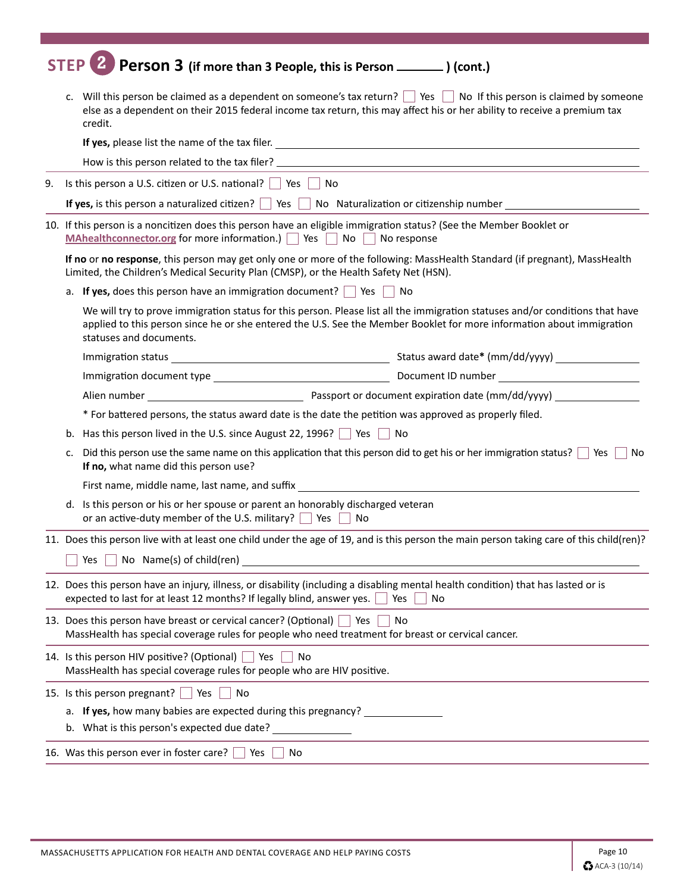## STEP 2 Person 3 (if more than 3 People, this is Person ______ ) (cont.)

c. Will this person be claimed as a dependent on someone's tax return? ☐ Yes ☐ No If this person is claimed by someone else as a dependent on their 2015 federal income tax return, this may affect his or her ability to receive a premium tax credit.

**If yes,** please list the name of the tax filer. ______________________________

How is this person related to the tax filer? ______________________________

9. Is this person a U.S. citizen or U.S. national? ☐ Yes ☐ No

**If yes,** is this person a naturalized citizen? ☐ Yes ☐ No Naturalization or citizenship number ______________

10. If this person is a noncitizen does this person have an eligible immigration status? (See the Member Booklet or MAhealthconnector.org for more information.) ☐ Yes ☐ No ☐ No response

**If no** or **no response**, this person may get only one or more of the following: MassHealth Standard (if pregnant), MassHealth Limited, the Children's Medical Security Plan (CMSP), or the Health Safety Net (HSN).

a. **If yes,** does this person have an immigration document? ☐ Yes ☐ No

We will try to prove immigration status for this person. Please list all the immigration statuses and/or conditions that have applied to this person since he or she entered the U.S. See the Member Booklet for more information about immigration statuses and documents.

Immigration status ______________________ Status award date* (mm/dd/yyyy) ______________

Immigration document type ______________________ Document ID number ______________

Alien number ______________________ Passport or document expiration date (mm/dd/yyyy) ______________

\* For battered persons, the status award date is the date the petition was approved as properly filed.

b. Has this person lived in the U.S. since August 22, 1996? ☐ Yes ☐ No

c. Did this person use the same name on this application that this person did to get his or her immigration status? ☐ Yes ☐ No
**If no,** what name did this person use?

First name, middle name, last name, and suffix ______________________________

d. Is this person or his or her spouse or parent an honorably discharged veteran or an active-duty member of the U.S. military? ☐ Yes ☐ No

11. Does this person live with at least one child under the age of 19, and is this person the main person taking care of this child(ren)?

☐ Yes ☐ No Name(s) of child(ren) ______________________________

12. Does this person have an injury, illness, or disability (including a disabling mental health condition) that has lasted or is expected to last for at least 12 months? If legally blind, answer yes. ☐ Yes ☐ No

13. Does this person have breast or cervical cancer? (Optional) ☐ Yes ☐ No
MassHealth has special coverage rules for people who need treatment for breast or cervical cancer.

14. Is this person HIV positive? (Optional) ☐ Yes ☐ No
MassHealth has special coverage rules for people who are HIV positive.

15. Is this person pregnant? ☐ Yes ☐ No

a. **If yes,** how many babies are expected during this pregnancy? ______________

b. What is this person's expected due date? ______________

16. Was this person ever in foster care? ☐ Yes ☐ No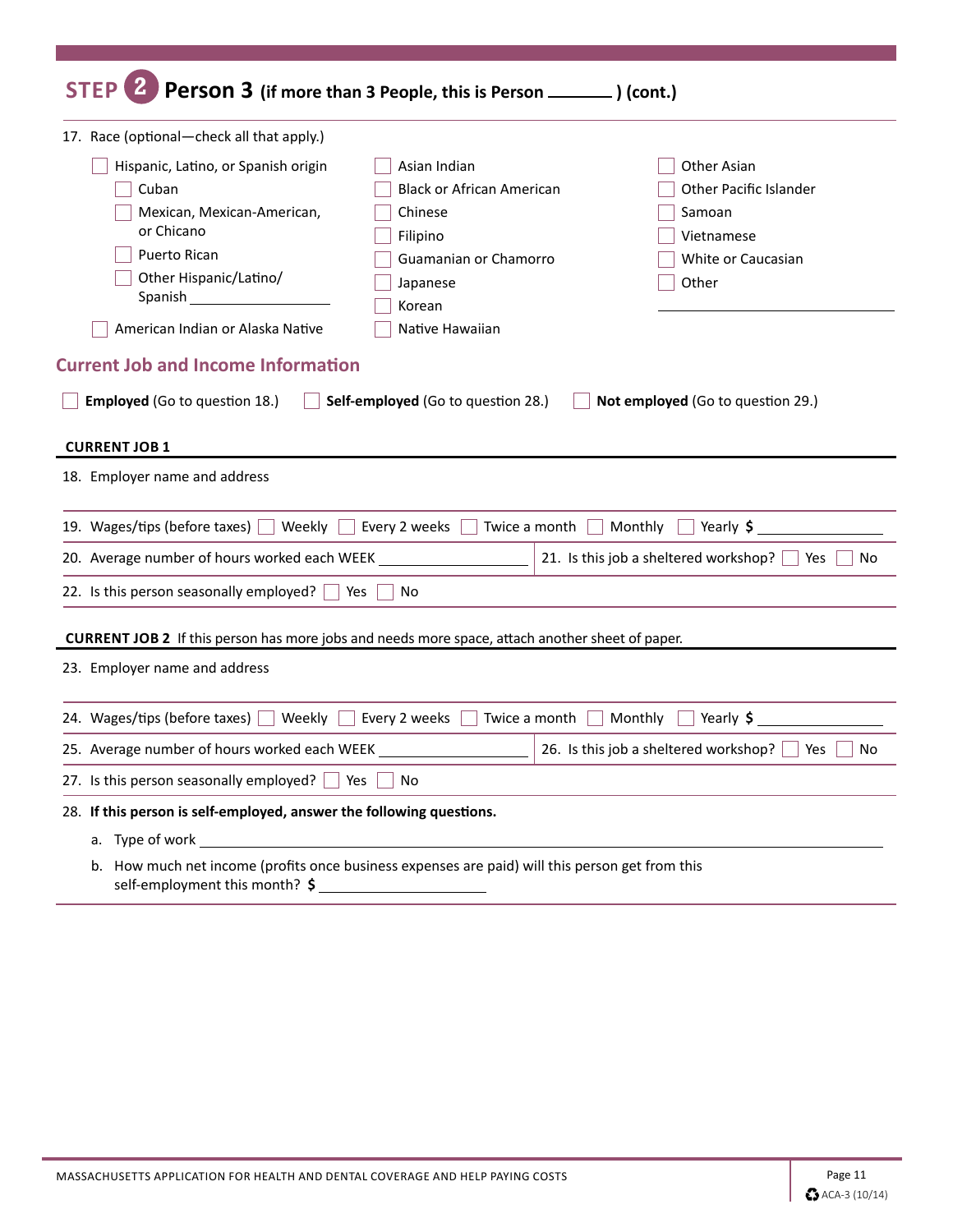## STEP 2 Person 3 (if more than 3 People, this is Person ______ ) (cont.)

17. Race (optional—check all that apply.)

- ☐ Hispanic, Latino, or Spanish origin
  - ☐ Cuban
  - ☐ Mexican, Mexican-American, or Chicano
  - ☐ Puerto Rican
  - ☐ Other Hispanic/Latino/ Spanish ______________
- ☐ American Indian or Alaska Native
- ☐ Asian Indian
- ☐ Black or African American
- ☐ Chinese
- ☐ Filipino
- ☐ Guamanian or Chamorro
- ☐ Japanese
- ☐ Korean
- ☐ Native Hawaiian
- ☐ Other Asian
- ☐ Other Pacific Islander
- ☐ Samoan
- ☐ Vietnamese
- ☐ White or Caucasian
- ☐ Other ______________

## Current Job and Income Information

☐ **Employed** (Go to question 18.) ☐ **Self-employed** (Go to question 28.) ☐ **Not employed** (Go to question 29.)

**CURRENT JOB 1**

18. Employer name and address

19. Wages/tips (before taxes) ☐ Weekly ☐ Every 2 weeks ☐ Twice a month ☐ Monthly ☐ Yearly **$** ______________

20. Average number of hours worked each WEEK ______________

21. Is this job a sheltered workshop? ☐ Yes ☐ No

22. Is this person seasonally employed? ☐ Yes ☐ No

**CURRENT JOB 2** If this person has more jobs and needs more space, attach another sheet of paper.

23. Employer name and address

24. Wages/tips (before taxes) ☐ Weekly ☐ Every 2 weeks ☐ Twice a month ☐ Monthly ☐ Yearly **$** ______________

25. Average number of hours worked each WEEK ______________

26. Is this job a sheltered workshop? ☐ Yes ☐ No

27. Is this person seasonally employed? ☐ Yes ☐ No

28. **If this person is self-employed, answer the following questions.**

   a. Type of work ______________

   b. How much net income (profits once business expenses are paid) will this person get from this self-employment this month? **$** ______________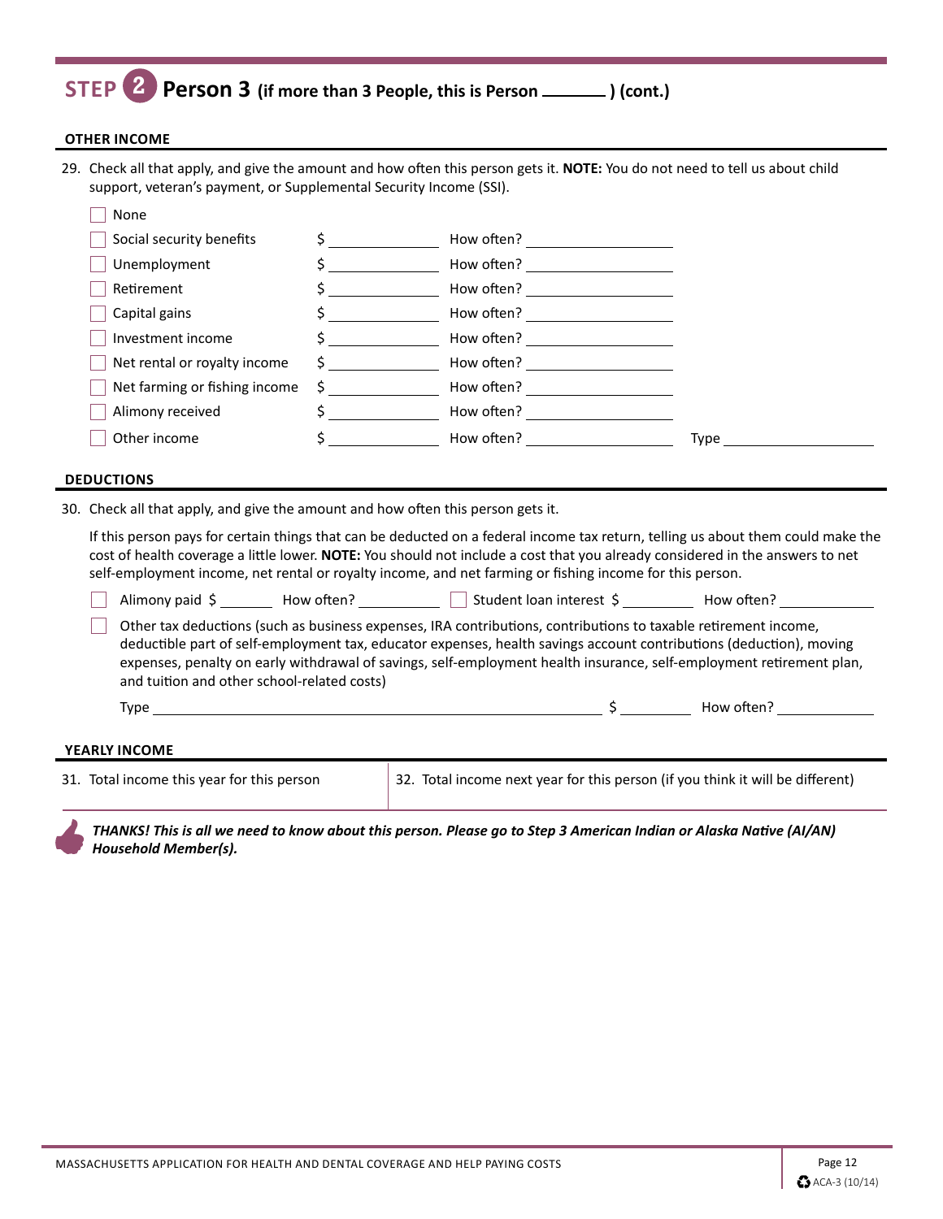## STEP 2 Person 3 (if more than 3 People, this is Person ______ ) (cont.)

### OTHER INCOME

29. Check all that apply, and give the amount and how often this person gets it. **NOTE:** You do not need to tell us about child support, veteran's payment, or Supplemental Security Income (SSI).

- ☐ None
- ☐ Social security benefits $ ____________ How often? ____________
- ☐ Unemployment $ ____________ How often? ____________
- ☐ Retirement $ ____________ How often? ____________
- ☐ Capital gains $ ____________ How often? ____________
- ☐ Investment income $ ____________ How often? ____________
- ☐ Net rental or royalty income $ ____________ How often? ____________
- ☐ Net farming or fishing income $ ____________ How often? ____________
- ☐ Alimony received $ ____________ How often? ____________
- ☐ Other income $ ____________ How often? ____________ Type ____________

### DEDUCTIONS

30. Check all that apply, and give the amount and how often this person gets it.

If this person pays for certain things that can be deducted on a federal income tax return, telling us about them could make the cost of health coverage a little lower. **NOTE:** You should not include a cost that you already considered in the answers to net self-employment income, net rental or royalty income, and net farming or fishing income for this person.

- ☐ Alimony paid $ ______ How often? ______ ☐ Student loan interest $ ______ How often? ______
- ☐ Other tax deductions (such as business expenses, IRA contributions, contributions to taxable retirement income, deductible part of self-employment tax, educator expenses, health savings account contributions (deduction), moving expenses, penalty on early withdrawal of savings, self-employment health insurance, self-employment retirement plan, and tuition and other school-related costs)

  Type ______________________________ $ ______ How often? ______

### YEARLY INCOME

| 31. Total income this year for this person | 32. Total income next year for this person (if you think it will be different) |
|---|---|
| | |

***THANKS! This is all we need to know about this person. Please go to Step 3 American Indian or Alaska Native (AI/AN) Household Member(s).***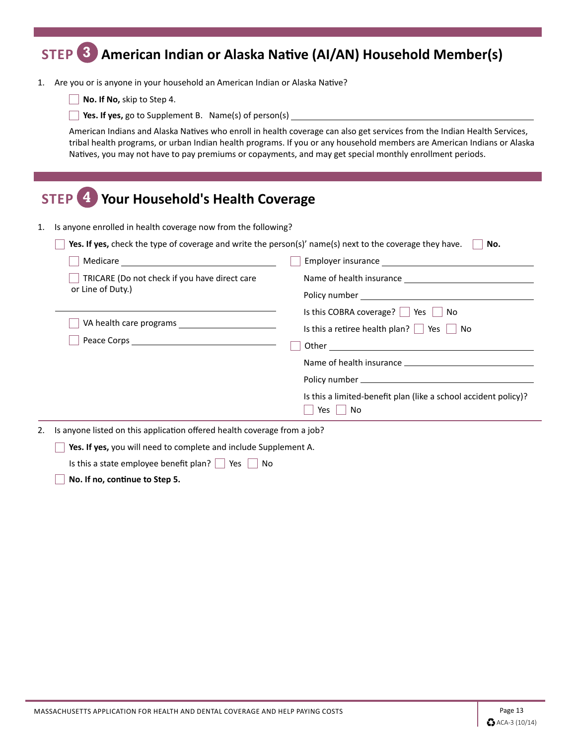## STEP 3 American Indian or Alaska Native (AI/AN) Household Member(s)

1. Are you or is anyone in your household an American Indian or Alaska Native?

   ☐ **No. If No,** skip to Step 4.

   ☐ **Yes. If yes,** go to Supplement B. Name(s) of person(s) ______________________________

   American Indians and Alaska Natives who enroll in health coverage can also get services from the Indian Health Services, tribal health programs, or urban Indian health programs. If you or any household members are American Indians or Alaska Natives, you may not have to pay premiums or copayments, and may get special monthly enrollment periods.

## STEP 4 Your Household's Health Coverage

1. Is anyone enrolled in health coverage now from the following?

   ☐ **Yes. If yes,** check the type of coverage and write the person(s)' name(s) next to the coverage they have. ☐ **No.**

   ☐ Medicare ______________________________

   ☐ TRICARE (Do not check if you have direct care or Line of Duty.)

   ______________________________

   ☐ VA health care programs ______________________________

   ☐ Peace Corps ______________________________

   ☐ Employer insurance ______________________________

   Name of health insurance ______________________________

   Policy number ______________________________

   Is this COBRA coverage? ☐ Yes ☐ No

   Is this a retiree health plan? ☐ Yes ☐ No

   ☐ Other ______________________________

   Name of health insurance ______________________________

   Policy number ______________________________

   Is this a limited-benefit plan (like a school accident policy)?
   ☐ Yes ☐ No

2. Is anyone listed on this application offered health coverage from a job?

   ☐ **Yes. If yes,** you will need to complete and include Supplement A.

   Is this a state employee benefit plan? ☐ Yes ☐ No

   ☐ **No. If no, continue to Step 5.**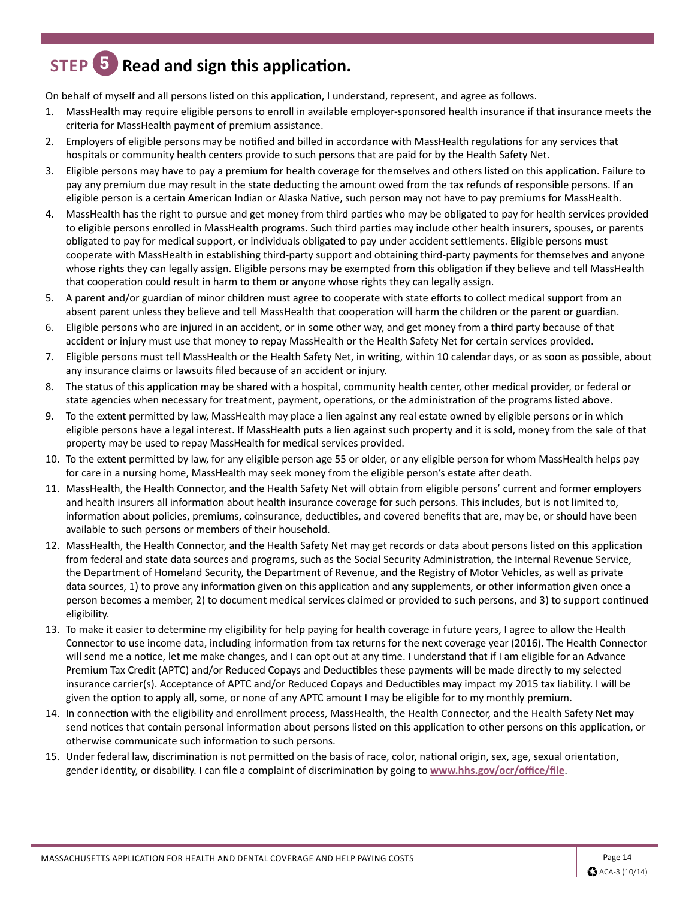## STEP 5 Read and sign this application.

On behalf of myself and all persons listed on this application, I understand, represent, and agree as follows.

1. MassHealth may require eligible persons to enroll in available employer-sponsored health insurance if that insurance meets the criteria for MassHealth payment of premium assistance.
2. Employers of eligible persons may be notified and billed in accordance with MassHealth regulations for any services that hospitals or community health centers provide to such persons that are paid for by the Health Safety Net.
3. Eligible persons may have to pay a premium for health coverage for themselves and others listed on this application. Failure to pay any premium due may result in the state deducting the amount owed from the tax refunds of responsible persons. If an eligible person is a certain American Indian or Alaska Native, such person may not have to pay premiums for MassHealth.
4. MassHealth has the right to pursue and get money from third parties who may be obligated to pay for health services provided to eligible persons enrolled in MassHealth programs. Such third parties may include other health insurers, spouses, or parents obligated to pay for medical support, or individuals obligated to pay under accident settlements. Eligible persons must cooperate with MassHealth in establishing third-party support and obtaining third-party payments for themselves and anyone whose rights they can legally assign. Eligible persons may be exempted from this obligation if they believe and tell MassHealth that cooperation could result in harm to them or anyone whose rights they can legally assign.
5. A parent and/or guardian of minor children must agree to cooperate with state efforts to collect medical support from an absent parent unless they believe and tell MassHealth that cooperation will harm the children or the parent or guardian.
6. Eligible persons who are injured in an accident, or in some other way, and get money from a third party because of that accident or injury must use that money to repay MassHealth or the Health Safety Net for certain services provided.
7. Eligible persons must tell MassHealth or the Health Safety Net, in writing, within 10 calendar days, or as soon as possible, about any insurance claims or lawsuits filed because of an accident or injury.
8. The status of this application may be shared with a hospital, community health center, other medical provider, or federal or state agencies when necessary for treatment, payment, operations, or the administration of the programs listed above.
9. To the extent permitted by law, MassHealth may place a lien against any real estate owned by eligible persons or in which eligible persons have a legal interest. If MassHealth puts a lien against such property and it is sold, money from the sale of that property may be used to repay MassHealth for medical services provided.
10. To the extent permitted by law, for any eligible person age 55 or older, or any eligible person for whom MassHealth helps pay for care in a nursing home, MassHealth may seek money from the eligible person's estate after death.
11. MassHealth, the Health Connector, and the Health Safety Net will obtain from eligible persons' current and former employers and health insurers all information about health insurance coverage for such persons. This includes, but is not limited to, information about policies, premiums, coinsurance, deductibles, and covered benefits that are, may be, or should have been available to such persons or members of their household.
12. MassHealth, the Health Connector, and the Health Safety Net may get records or data about persons listed on this application from federal and state data sources and programs, such as the Social Security Administration, the Internal Revenue Service, the Department of Homeland Security, the Department of Revenue, and the Registry of Motor Vehicles, as well as private data sources, 1) to prove any information given on this application and any supplements, or other information given once a person becomes a member, 2) to document medical services claimed or provided to such persons, and 3) to support continued eligibility.
13. To make it easier to determine my eligibility for help paying for health coverage in future years, I agree to allow the Health Connector to use income data, including information from tax returns for the next coverage year (2016). The Health Connector will send me a notice, let me make changes, and I can opt out at any time. I understand that if I am eligible for an Advance Premium Tax Credit (APTC) and/or Reduced Copays and Deductibles these payments will be made directly to my selected insurance carrier(s). Acceptance of APTC and/or Reduced Copays and Deductibles may impact my 2015 tax liability. I will be given the option to apply all, some, or none of any APTC amount I may be eligible for to my monthly premium.
14. In connection with the eligibility and enrollment process, MassHealth, the Health Connector, and the Health Safety Net may send notices that contain personal information about persons listed on this application to other persons on this application, or otherwise communicate such information to such persons.
15. Under federal law, discrimination is not permitted on the basis of race, color, national origin, sex, age, sexual orientation, gender identity, or disability. I can file a complaint of discrimination by going to **www.hhs.gov/ocr/office/file**.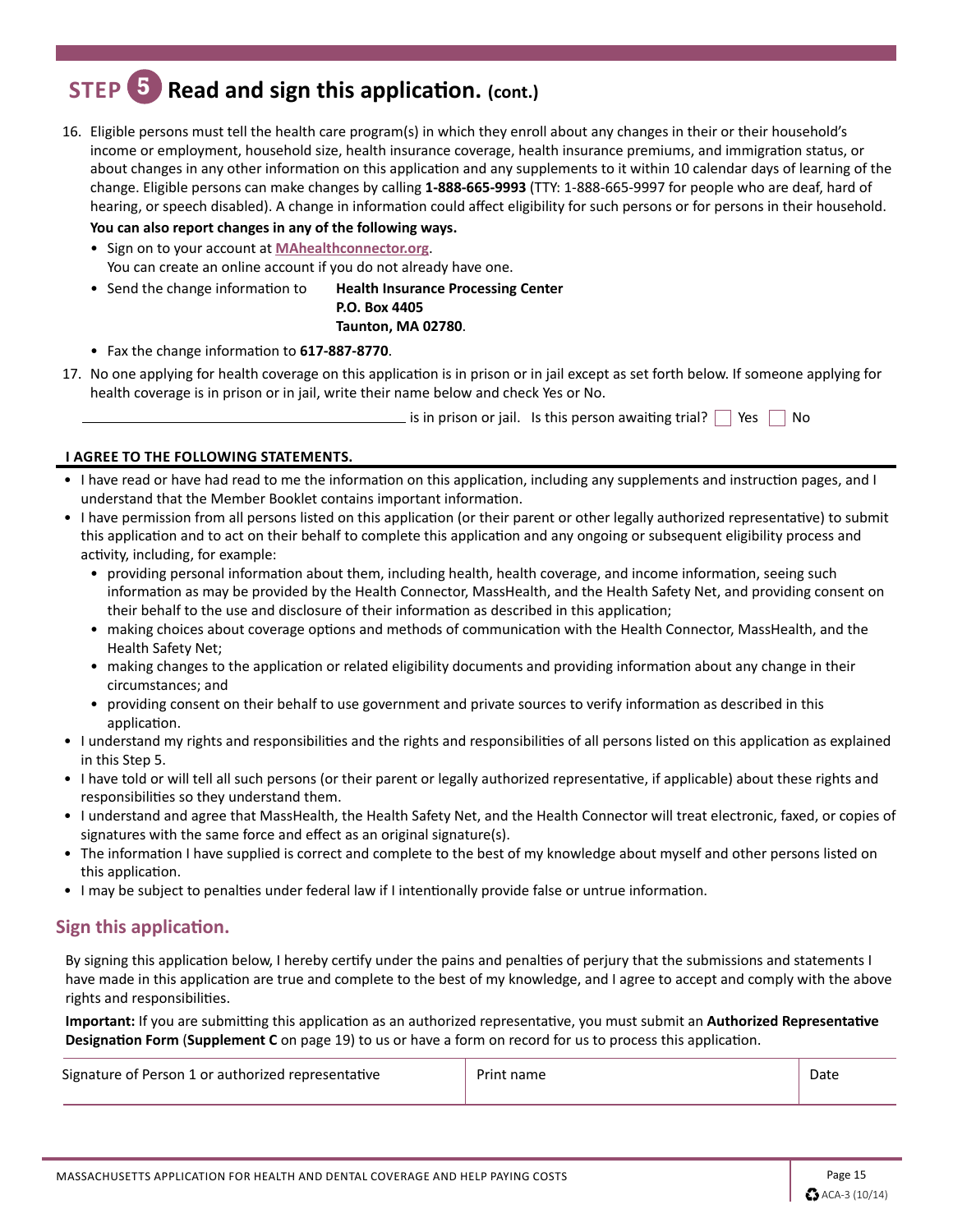# STEP 5 Read and sign this application. (cont.)

16. Eligible persons must tell the health care program(s) in which they enroll about any changes in their or their household's income or employment, household size, health insurance coverage, health insurance premiums, and immigration status, or about changes in any other information on this application and any supplements to it within 10 calendar days of learning of the change. Eligible persons can make changes by calling **1-888-665-9993** (TTY: 1-888-665-9997 for people who are deaf, hard of hearing, or speech disabled). A change in information could affect eligibility for such persons or for persons in their household.

    **You can also report changes in any of the following ways.**

    - Sign on to your account at **MAhealthconnector.org**.
      You can create an online account if you do not already have one.
    - Send the change information to **Health Insurance Processing Center**
      **P.O. Box 4405**
      **Taunton, MA 02780**.
    - Fax the change information to **617-887-8770**.

17. No one applying for health coverage on this application is in prison or in jail except as set forth below. If someone applying for health coverage is in prison or in jail, write their name below and check Yes or No.

    ______________________________ is in prison or jail. Is this person awaiting trial? ☐ Yes ☐ No

**I AGREE TO THE FOLLOWING STATEMENTS.**

- I have read or have had read to me the information on this application, including any supplements and instruction pages, and I understand that the Member Booklet contains important information.
- I have permission from all persons listed on this application (or their parent or other legally authorized representative) to submit this application and to act on their behalf to complete this application and any ongoing or subsequent eligibility process and activity, including, for example:
  - providing personal information about them, including health, health coverage, and income information, seeing such information as may be provided by the Health Connector, MassHealth, and the Health Safety Net, and providing consent on their behalf to the use and disclosure of their information as described in this application;
  - making choices about coverage options and methods of communication with the Health Connector, MassHealth, and the Health Safety Net;
  - making changes to the application or related eligibility documents and providing information about any change in their circumstances; and
  - providing consent on their behalf to use government and private sources to verify information as described in this application.
- I understand my rights and responsibilities and the rights and responsibilities of all persons listed on this application as explained in this Step 5.
- I have told or will tell all such persons (or their parent or legally authorized representative, if applicable) about these rights and responsibilities so they understand them.
- I understand and agree that MassHealth, the Health Safety Net, and the Health Connector will treat electronic, faxed, or copies of signatures with the same force and effect as an original signature(s).
- The information I have supplied is correct and complete to the best of my knowledge about myself and other persons listed on this application.
- I may be subject to penalties under federal law if I intentionally provide false or untrue information.

## Sign this application.

By signing this application below, I hereby certify under the pains and penalties of perjury that the submissions and statements I have made in this application are true and complete to the best of my knowledge, and I agree to accept and comply with the above rights and responsibilities.

**Important:** If you are submitting this application as an authorized representative, you must submit an **Authorized Representative Designation Form** (**Supplement C** on page 19) to us or have a form on record for us to process this application.

| Signature of Person 1 or authorized representative | Print name | Date |
| --- | --- | --- |
| | | |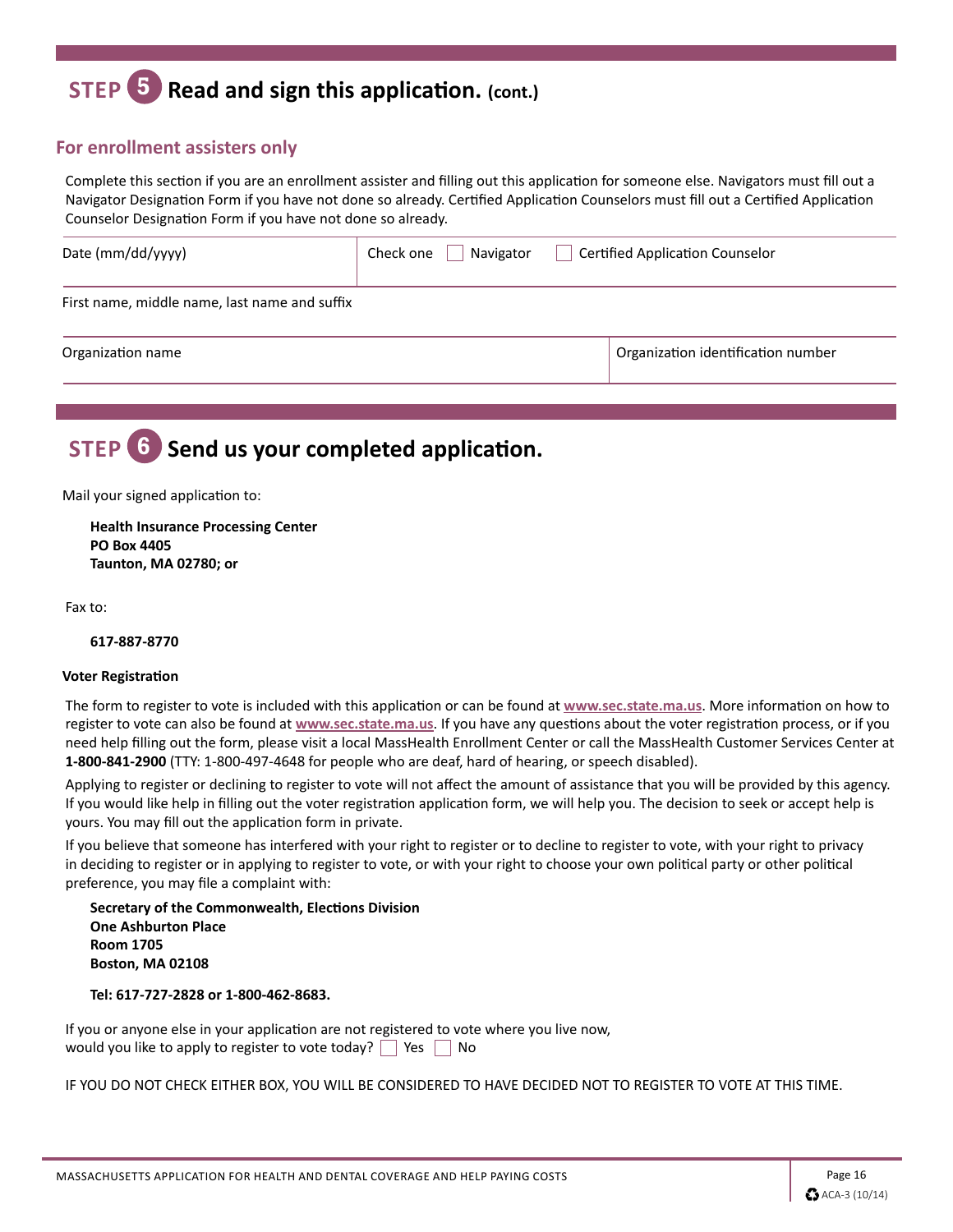# STEP 5 Read and sign this application. (cont.)

## For enrollment assisters only

Complete this section if you are an enrollment assister and filling out this application for someone else. Navigators must fill out a Navigator Designation Form if you have not done so already. Certified Application Counselors must fill out a Certified Application Counselor Designation Form if you have not done so already.

| Date (mm/dd/yyyy) | Check one ☐ Navigator ☐ Certified Application Counselor |
|---|---|
| First name, middle name, last name and suffix | |
| Organization name | Organization identification number |

# STEP 6 Send us your completed application.

Mail your signed application to:

**Health Insurance Processing Center**
**PO Box 4405**
**Taunton, MA 02780; or**

Fax to:

**617-887-8770**

**Voter Registration**

The form to register to vote is included with this application or can be found at **www.sec.state.ma.us**. More information on how to register to vote can also be found at **www.sec.state.ma.us**. If you have any questions about the voter registration process, or if you need help filling out the form, please visit a local MassHealth Enrollment Center or call the MassHealth Customer Services Center at **1-800-841-2900** (TTY: 1-800-497-4648 for people who are deaf, hard of hearing, or speech disabled).

Applying to register or declining to register to vote will not affect the amount of assistance that you will be provided by this agency. If you would like help in filling out the voter registration application form, we will help you. The decision to seek or accept help is yours. You may fill out the application form in private.

If you believe that someone has interfered with your right to register or to decline to register to vote, with your right to privacy in deciding to register or in applying to register to vote, or with your right to choose your own political party or other political preference, you may file a complaint with:

**Secretary of the Commonwealth, Elections Division**
**One Ashburton Place**
**Room 1705**
**Boston, MA 02108**

**Tel: 617-727-2828 or 1-800-462-8683.**

If you or anyone else in your application are not registered to vote where you live now, would you like to apply to register to vote today? ☐ Yes ☐ No

IF YOU DO NOT CHECK EITHER BOX, YOU WILL BE CONSIDERED TO HAVE DECIDED NOT TO REGISTER TO VOTE AT THIS TIME.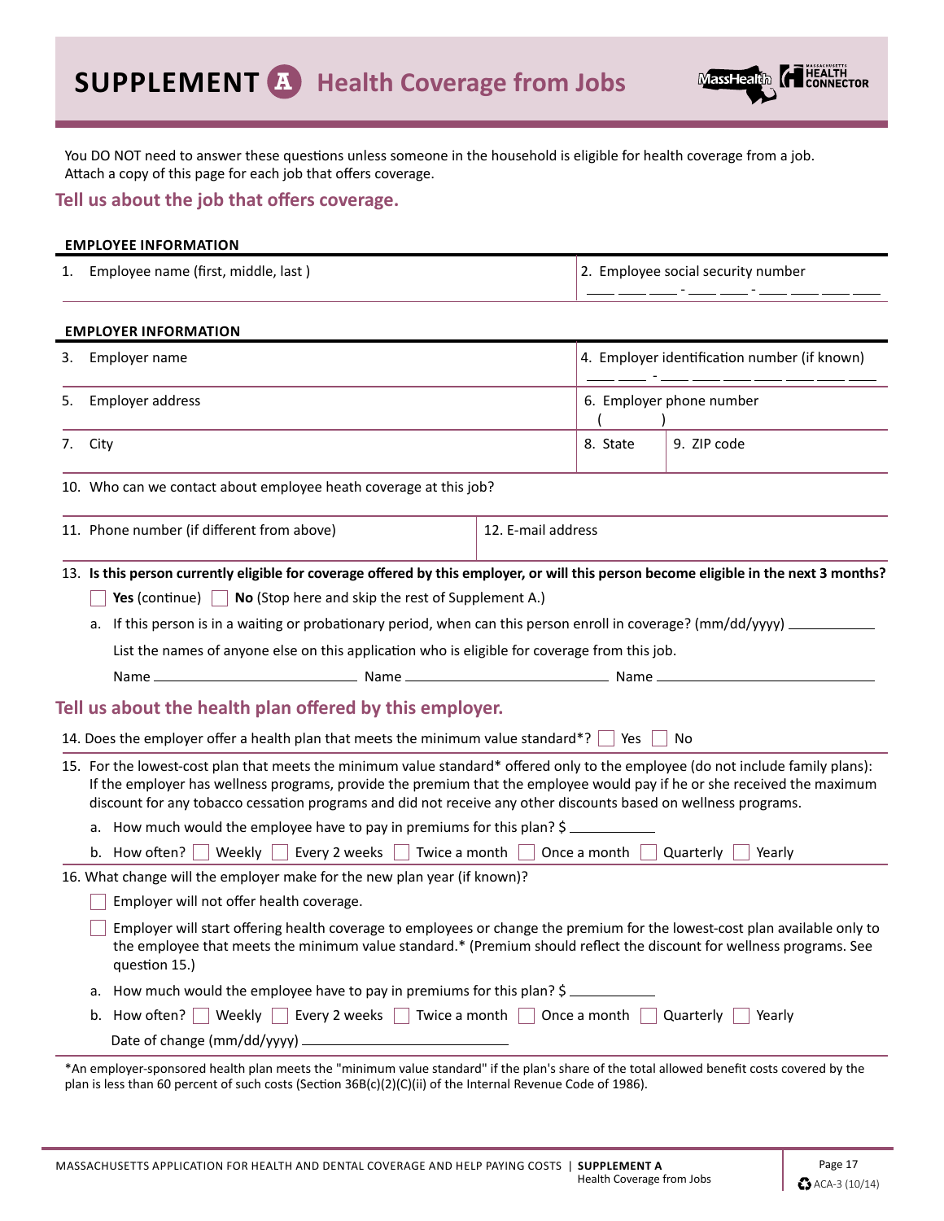# SUPPLEMENT A Health Coverage from Jobs

You DO NOT need to answer these questions unless someone in the household is eligible for health coverage from a job. Attach a copy of this page for each job that offers coverage.

## Tell us about the job that offers coverage.

**EMPLOYEE INFORMATION**

| | |
|---|---|
| 1. Employee name (first, middle, last ) | 2. Employee social security number ___ ___ ___ - ___ ___ - ___ ___ ___ ___ |

**EMPLOYER INFORMATION**

| | | |
|---|---|---|
| 3. Employer name | 4. Employer identification number (if known) ___ ___ - ___ ___ ___ ___ ___ ___ ___ | |
| 5. Employer address | 6. Employer phone number ( ) | |
| 7. City | 8. State | 9. ZIP code |

10. Who can we contact about employee heath coverage at this job?

| | |
|---|---|
| 11. Phone number (if different from above) | 12. E-mail address |

13. **Is this person currently eligible for coverage offered by this employer, or will this person become eligible in the next 3 months?**

☐ **Yes** (continue) ☐ **No** (Stop here and skip the rest of Supplement A.)

a. If this person is in a waiting or probationary period, when can this person enroll in coverage? (mm/dd/yyyy) ____________

List the names of anyone else on this application who is eligible for coverage from this job.

Name ____________ Name ____________ Name ____________

## Tell us about the health plan offered by this employer.

14. Does the employer offer a health plan that meets the minimum value standard*? ☐ Yes ☐ No

15. For the lowest-cost plan that meets the minimum value standard* offered only to the employee (do not include family plans): If the employer has wellness programs, provide the premium that the employee would pay if he or she received the maximum discount for any tobacco cessation programs and did not receive any other discounts based on wellness programs.

a. How much would the employee have to pay in premiums for this plan? $ ____________

b. How often? ☐ Weekly ☐ Every 2 weeks ☐ Twice a month ☐ Once a month ☐ Quarterly ☐ Yearly

16. What change will the employer make for the new plan year (if known)?

☐ Employer will not offer health coverage.

☐ Employer will start offering health coverage to employees or change the premium for the lowest-cost plan available only to the employee that meets the minimum value standard.* (Premium should reflect the discount for wellness programs. See question 15.)

a. How much would the employee have to pay in premiums for this plan? $ ____________

b. How often? ☐ Weekly ☐ Every 2 weeks ☐ Twice a month ☐ Once a month ☐ Quarterly ☐ Yearly

Date of change (mm/dd/yyyy) ____________

*An employer-sponsored health plan meets the "minimum value standard" if the plan's share of the total allowed benefit costs covered by the plan is less than 60 percent of such costs (Section 36B(c)(2)(C)(ii) of the Internal Revenue Code of 1986).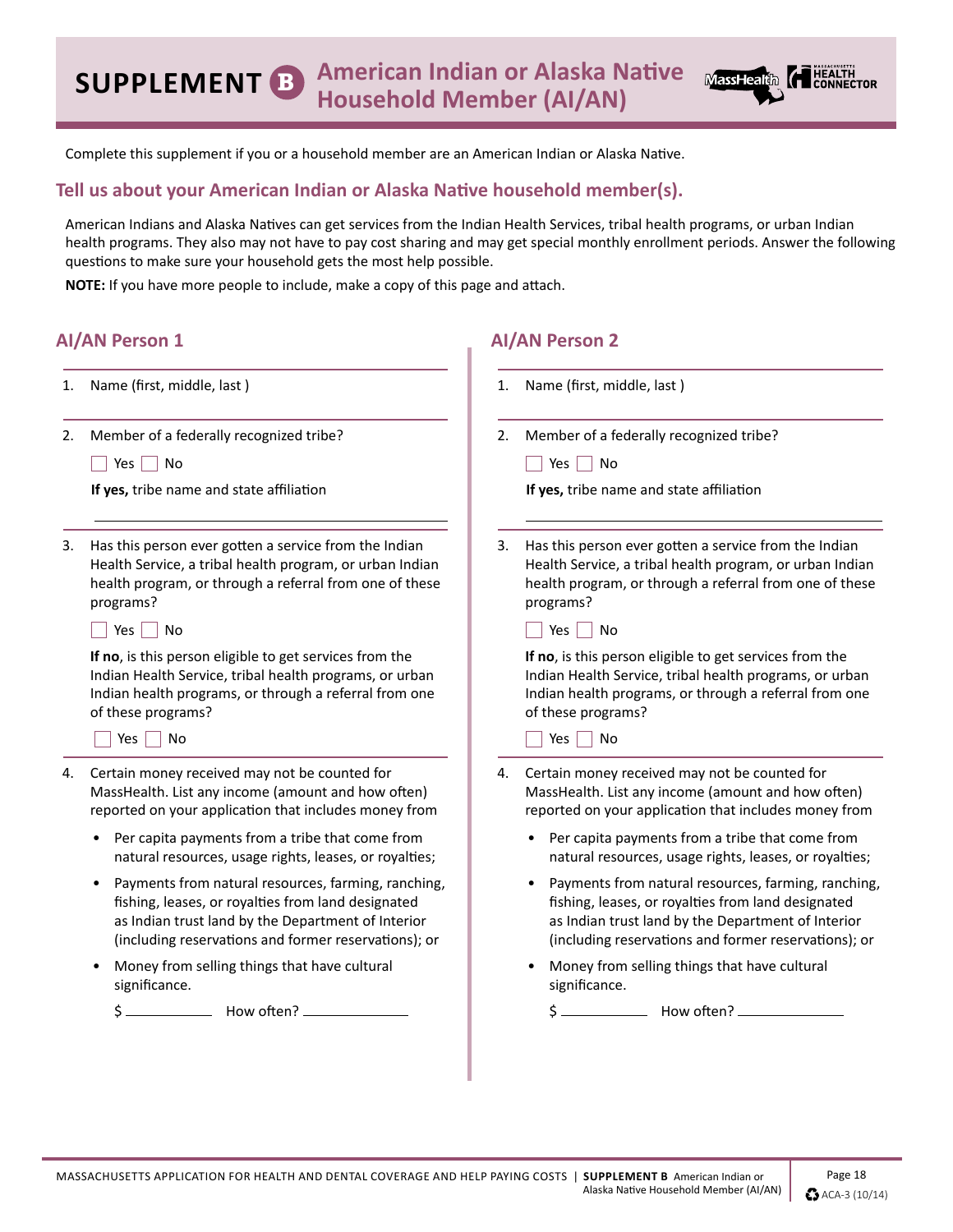# SUPPLEMENT B American Indian or Alaska Native Household Member (AI/AN)

Complete this supplement if you or a household member are an American Indian or Alaska Native.

## Tell us about your American Indian or Alaska Native household member(s).

American Indians and Alaska Natives can get services from the Indian Health Services, tribal health programs, or urban Indian health programs. They also may not have to pay cost sharing and may get special monthly enrollment periods. Answer the following questions to make sure your household gets the most help possible.

**NOTE:** If you have more people to include, make a copy of this page and attach.

### AI/AN Person 1

1. Name (first, middle, last )

2. Member of a federally recognized tribe?

   ☐ Yes ☐ No

   **If yes,** tribe name and state affiliation ______________________

3. Has this person ever gotten a service from the Indian Health Service, a tribal health program, or urban Indian health program, or through a referral from one of these programs?

   ☐ Yes ☐ No

   **If no**, is this person eligible to get services from the Indian Health Service, tribal health programs, or urban Indian health programs, or through a referral from one of these programs?

   ☐ Yes ☐ No

4. Certain money received may not be counted for MassHealth. List any income (amount and how often) reported on your application that includes money from

   - Per capita payments from a tribe that come from natural resources, usage rights, leases, or royalties;
   - Payments from natural resources, farming, ranching, fishing, leases, or royalties from land designated as Indian trust land by the Department of Interior (including reservations and former reservations); or
   - Money from selling things that have cultural significance.

   $ ____________ How often? ______________

### AI/AN Person 2

1. Name (first, middle, last )

2. Member of a federally recognized tribe?

   ☐ Yes ☐ No

   **If yes,** tribe name and state affiliation ______________________

3. Has this person ever gotten a service from the Indian Health Service, a tribal health program, or urban Indian health program, or through a referral from one of these programs?

   ☐ Yes ☐ No

   **If no**, is this person eligible to get services from the Indian Health Service, tribal health programs, or urban Indian health programs, or through a referral from one of these programs?

   ☐ Yes ☐ No

4. Certain money received may not be counted for MassHealth. List any income (amount and how often) reported on your application that includes money from

   - Per capita payments from a tribe that come from natural resources, usage rights, leases, or royalties;
   - Payments from natural resources, farming, ranching, fishing, leases, or royalties from land designated as Indian trust land by the Department of Interior (including reservations and former reservations); or
   - Money from selling things that have cultural significance.

   $ ____________ How often? ______________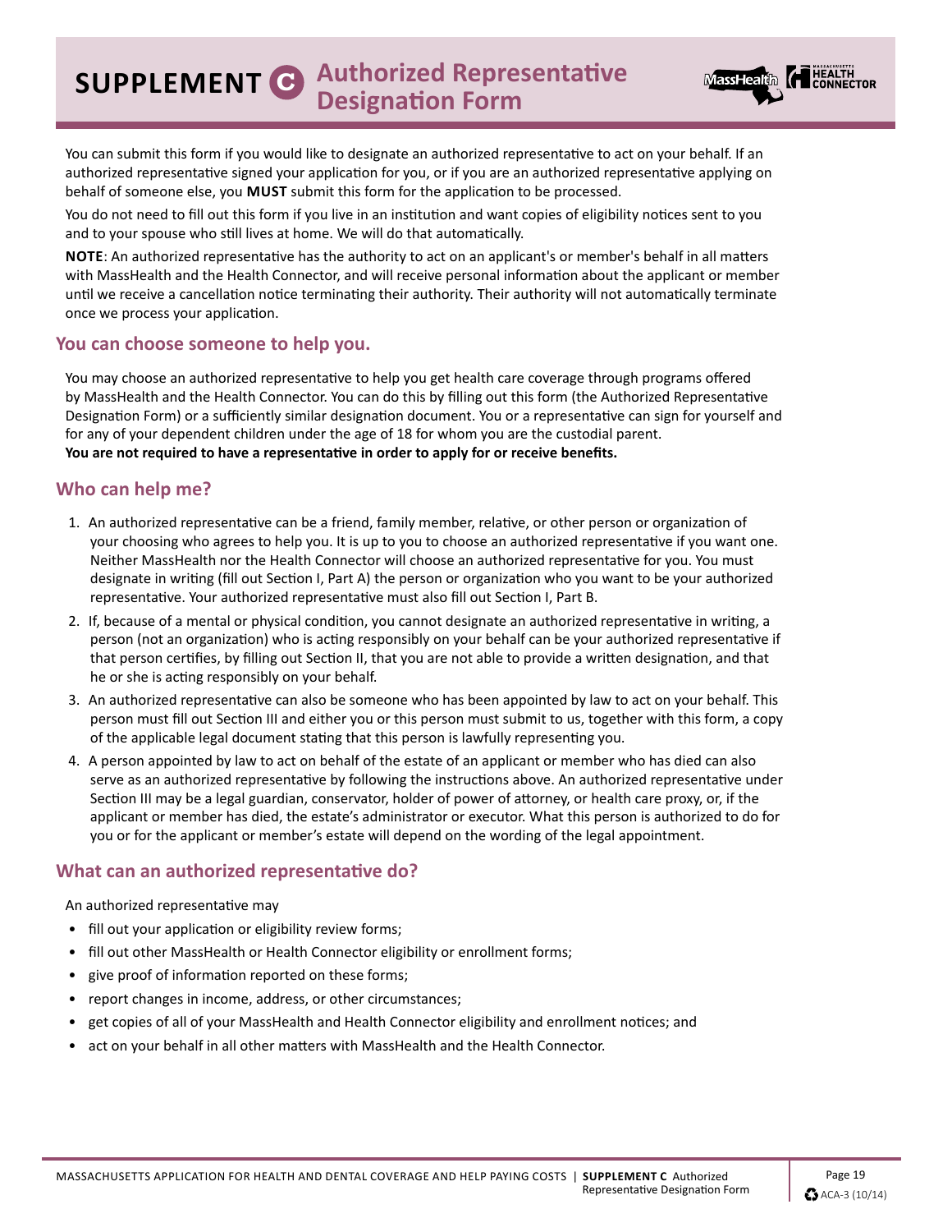# SUPPLEMENT C Authorized Representative Designation Form

You can submit this form if you would like to designate an authorized representative to act on your behalf. If an authorized representative signed your application for you, or if you are an authorized representative applying on behalf of someone else, you **MUST** submit this form for the application to be processed.

You do not need to fill out this form if you live in an institution and want copies of eligibility notices sent to you and to your spouse who still lives at home. We will do that automatically.

**NOTE**: An authorized representative has the authority to act on an applicant's or member's behalf in all matters with MassHealth and the Health Connector, and will receive personal information about the applicant or member until we receive a cancellation notice terminating their authority. Their authority will not automatically terminate once we process your application.

## You can choose someone to help you.

You may choose an authorized representative to help you get health care coverage through programs offered by MassHealth and the Health Connector. You can do this by filling out this form (the Authorized Representative Designation Form) or a sufficiently similar designation document. You or a representative can sign for yourself and for any of your dependent children under the age of 18 for whom you are the custodial parent.
**You are not required to have a representative in order to apply for or receive benefits.**

## Who can help me?

1. An authorized representative can be a friend, family member, relative, or other person or organization of your choosing who agrees to help you. It is up to you to choose an authorized representative if you want one. Neither MassHealth nor the Health Connector will choose an authorized representative for you. You must designate in writing (fill out Section I, Part A) the person or organization who you want to be your authorized representative. Your authorized representative must also fill out Section I, Part B.
2. If, because of a mental or physical condition, you cannot designate an authorized representative in writing, a person (not an organization) who is acting responsibly on your behalf can be your authorized representative if that person certifies, by filling out Section II, that you are not able to provide a written designation, and that he or she is acting responsibly on your behalf.
3. An authorized representative can also be someone who has been appointed by law to act on your behalf. This person must fill out Section III and either you or this person must submit to us, together with this form, a copy of the applicable legal document stating that this person is lawfully representing you.
4. A person appointed by law to act on behalf of the estate of an applicant or member who has died can also serve as an authorized representative by following the instructions above. An authorized representative under Section III may be a legal guardian, conservator, holder of power of attorney, or health care proxy, or, if the applicant or member has died, the estate's administrator or executor. What this person is authorized to do for you or for the applicant or member's estate will depend on the wording of the legal appointment.

## What can an authorized representative do?

An authorized representative may

- fill out your application or eligibility review forms;
- fill out other MassHealth or Health Connector eligibility or enrollment forms;
- give proof of information reported on these forms;
- report changes in income, address, or other circumstances;
- get copies of all of your MassHealth and Health Connector eligibility and enrollment notices; and
- act on your behalf in all other matters with MassHealth and the Health Connector.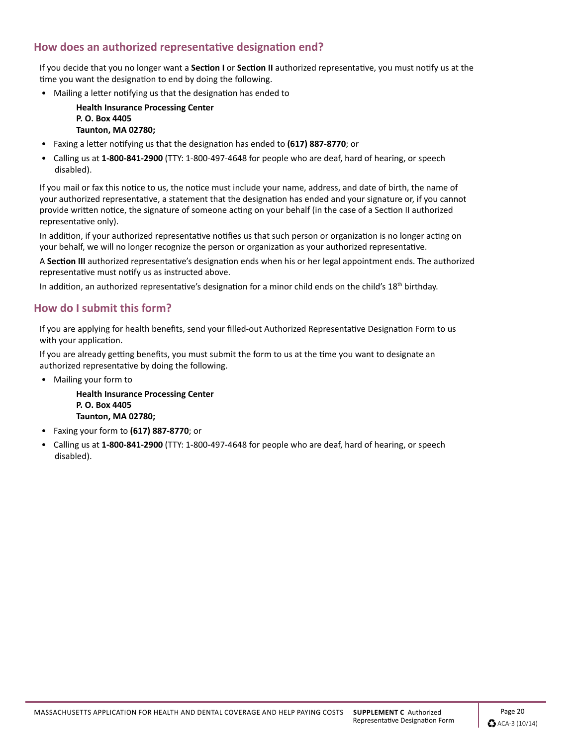## How does an authorized representative designation end?

If you decide that you no longer want a **Section I** or **Section II** authorized representative, you must notify us at the time you want the designation to end by doing the following.

- Mailing a letter notifying us that the designation has ended to

  **Health Insurance Processing Center**
  **P. O. Box 4405**
  **Taunton, MA 02780;**

- Faxing a letter notifying us that the designation has ended to **(617) 887-8770**; or
- Calling us at **1-800-841-2900** (TTY: 1-800-497-4648 for people who are deaf, hard of hearing, or speech disabled).

If you mail or fax this notice to us, the notice must include your name, address, and date of birth, the name of your authorized representative, a statement that the designation has ended and your signature or, if you cannot provide written notice, the signature of someone acting on your behalf (in the case of a Section II authorized representative only).

In addition, if your authorized representative notifies us that such person or organization is no longer acting on your behalf, we will no longer recognize the person or organization as your authorized representative.

A **Section III** authorized representative's designation ends when his or her legal appointment ends. The authorized representative must notify us as instructed above.

In addition, an authorized representative's designation for a minor child ends on the child's 18th birthday.

## How do I submit this form?

If you are applying for health benefits, send your filled-out Authorized Representative Designation Form to us with your application.

If you are already getting benefits, you must submit the form to us at the time you want to designate an authorized representative by doing the following.

- Mailing your form to

  **Health Insurance Processing Center**
  **P. O. Box 4405**
  **Taunton, MA 02780;**

- Faxing your form to **(617) 887-8770**; or
- Calling us at **1-800-841-2900** (TTY: 1-800-497-4648 for people who are deaf, hard of hearing, or speech disabled).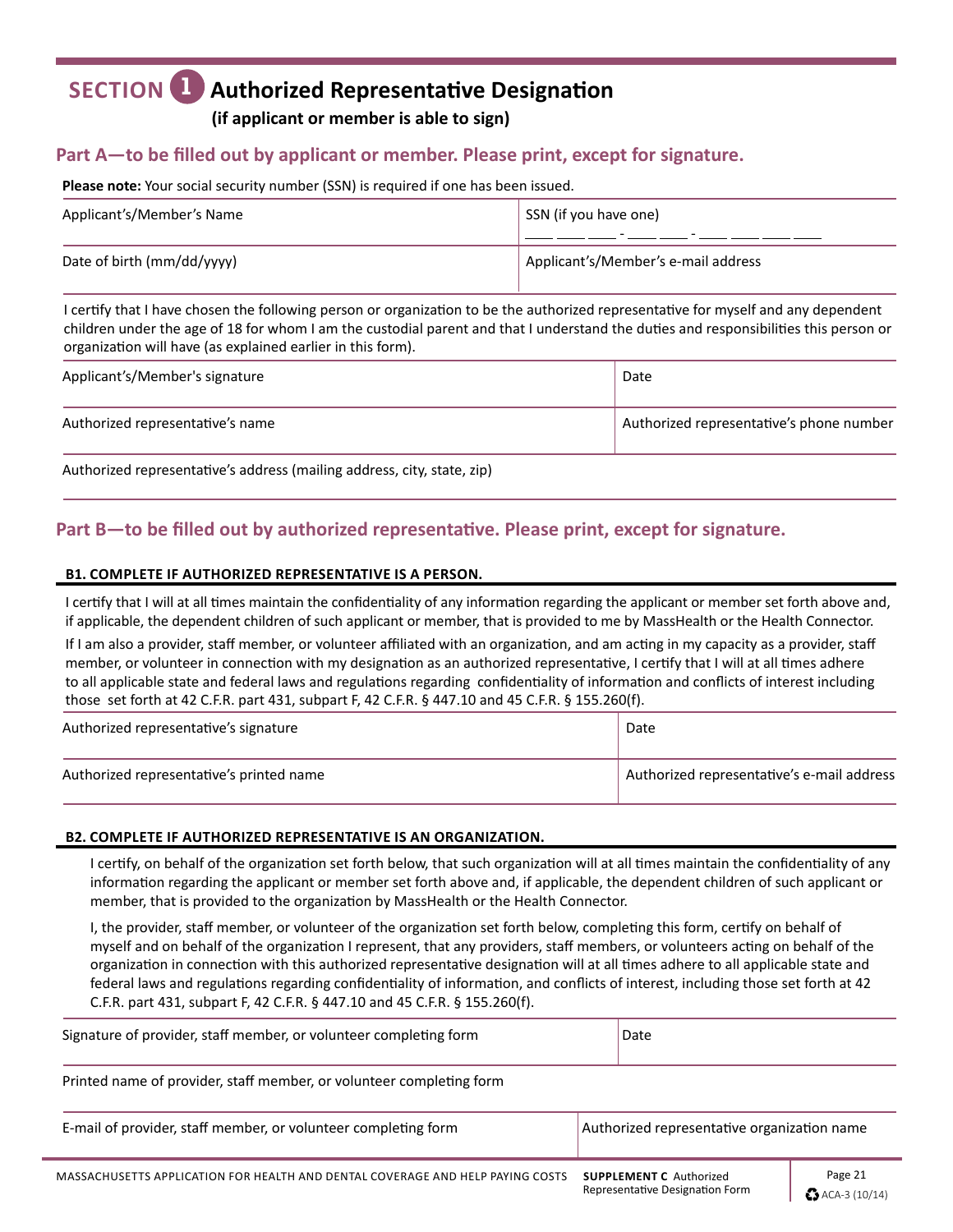# SECTION 1 Authorized Representative Designation

**(if applicant or member is able to sign)**

## Part A—to be filled out by applicant or member. Please print, except for signature.

**Please note:** Your social security number (SSN) is required if one has been issued.

| Applicant's/Member's Name | SSN (if you have one) ___ ___ ___ - ___ ___ - ___ ___ ___ ___ |
|---|---|
| Date of birth (mm/dd/yyyy) | Applicant's/Member's e-mail address |

I certify that I have chosen the following person or organization to be the authorized representative for myself and any dependent children under the age of 18 for whom I am the custodial parent and that I understand the duties and responsibilities this person or organization will have (as explained earlier in this form).

| Applicant's/Member's signature | Date |
|---|---|
| Authorized representative's name | Authorized representative's phone number |
| Authorized representative's address (mailing address, city, state, zip) | |

## Part B—to be filled out by authorized representative. Please print, except for signature.

### B1. COMPLETE IF AUTHORIZED REPRESENTATIVE IS A PERSON.

I certify that I will at all times maintain the confidentiality of any information regarding the applicant or member set forth above and, if applicable, the dependent children of such applicant or member, that is provided to me by MassHealth or the Health Connector.

If I am also a provider, staff member, or volunteer affiliated with an organization, and am acting in my capacity as a provider, staff member, or volunteer in connection with my designation as an authorized representative, I certify that I will at all times adhere to all applicable state and federal laws and regulations regarding confidentiality of information and conflicts of interest including those set forth at 42 C.F.R. part 431, subpart F, 42 C.F.R. § 447.10 and 45 C.F.R. § 155.260(f).

| Authorized representative's signature | Date |
|---|---|
| Authorized representative's printed name | Authorized representative's e-mail address |

### B2. COMPLETE IF AUTHORIZED REPRESENTATIVE IS AN ORGANIZATION.

I certify, on behalf of the organization set forth below, that such organization will at all times maintain the confidentiality of any information regarding the applicant or member set forth above and, if applicable, the dependent children of such applicant or member, that is provided to the organization by MassHealth or the Health Connector.

I, the provider, staff member, or volunteer of the organization set forth below, completing this form, certify on behalf of myself and on behalf of the organization I represent, that any providers, staff members, or volunteers acting on behalf of the organization in connection with this authorized representative designation will at all times adhere to all applicable state and federal laws and regulations regarding confidentiality of information, and conflicts of interest, including those set forth at 42 C.F.R. part 431, subpart F, 42 C.F.R. § 447.10 and 45 C.F.R. § 155.260(f).

| Signature of provider, staff member, or volunteer completing form | Date |
|---|---|
| Printed name of provider, staff member, or volunteer completing form | |
| E-mail of provider, staff member, or volunteer completing form | Authorized representative organization name |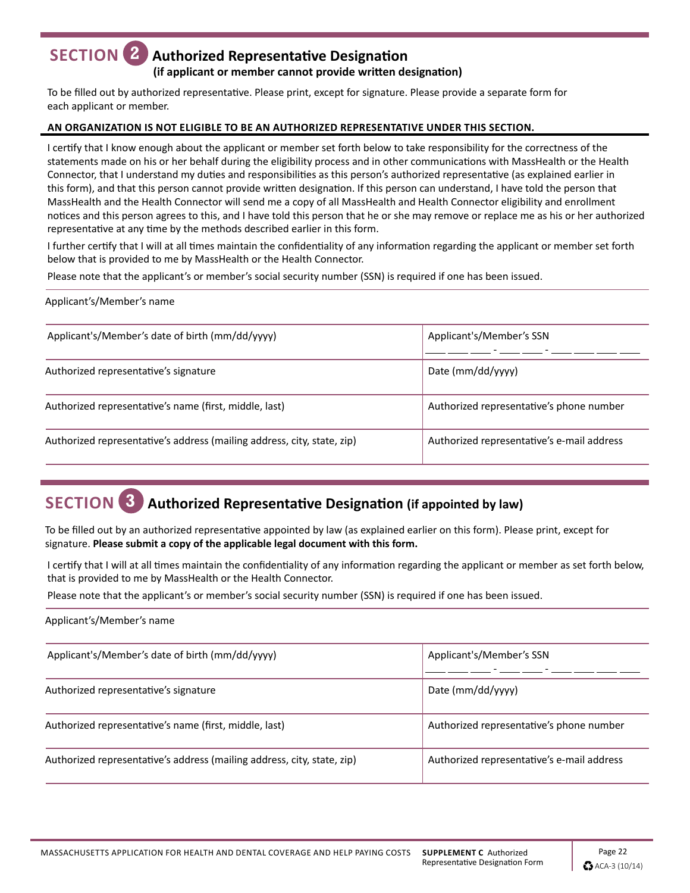## SECTION 2 Authorized Representative Designation

**(if applicant or member cannot provide written designation)**

To be filled out by authorized representative. Please print, except for signature. Please provide a separate form for each applicant or member.

**AN ORGANIZATION IS NOT ELIGIBLE TO BE AN AUTHORIZED REPRESENTATIVE UNDER THIS SECTION.**

I certify that I know enough about the applicant or member set forth below to take responsibility for the correctness of the statements made on his or her behalf during the eligibility process and in other communications with MassHealth or the Health Connector, that I understand my duties and responsibilities as this person's authorized representative (as explained earlier in this form), and that this person cannot provide written designation. If this person can understand, I have told the person that MassHealth and the Health Connector will send me a copy of all MassHealth and Health Connector eligibility and enrollment notices and this person agrees to this, and I have told this person that he or she may remove or replace me as his or her authorized representative at any time by the methods described earlier in this form.

I further certify that I will at all times maintain the confidentiality of any information regarding the applicant or member set forth below that is provided to me by MassHealth or the Health Connector.

Please note that the applicant's or member's social security number (SSN) is required if one has been issued.

Applicant's/Member's name

| | |
|---|---|
| Applicant's/Member's date of birth (mm/dd/yyyy) | Applicant's/Member's SSN ___ ___ ___ - ___ ___ - ___ ___ ___ ___ |
| Authorized representative's signature | Date (mm/dd/yyyy) |
| Authorized representative's name (first, middle, last) | Authorized representative's phone number |
| Authorized representative's address (mailing address, city, state, zip) | Authorized representative's e-mail address |

## SECTION 3 Authorized Representative Designation (if appointed by law)

To be filled out by an authorized representative appointed by law (as explained earlier on this form). Please print, except for signature. **Please submit a copy of the applicable legal document with this form.**

I certify that I will at all times maintain the confidentiality of any information regarding the applicant or member as set forth below, that is provided to me by MassHealth or the Health Connector.

Please note that the applicant's or member's social security number (SSN) is required if one has been issued.

Applicant's/Member's name

| | |
|---|---|
| Applicant's/Member's date of birth (mm/dd/yyyy) | Applicant's/Member's SSN ___ ___ ___ - ___ ___ - ___ ___ ___ ___ |
| Authorized representative's signature | Date (mm/dd/yyyy) |
| Authorized representative's name (first, middle, last) | Authorized representative's phone number |
| Authorized representative's address (mailing address, city, state, zip) | Authorized representative's e-mail address |